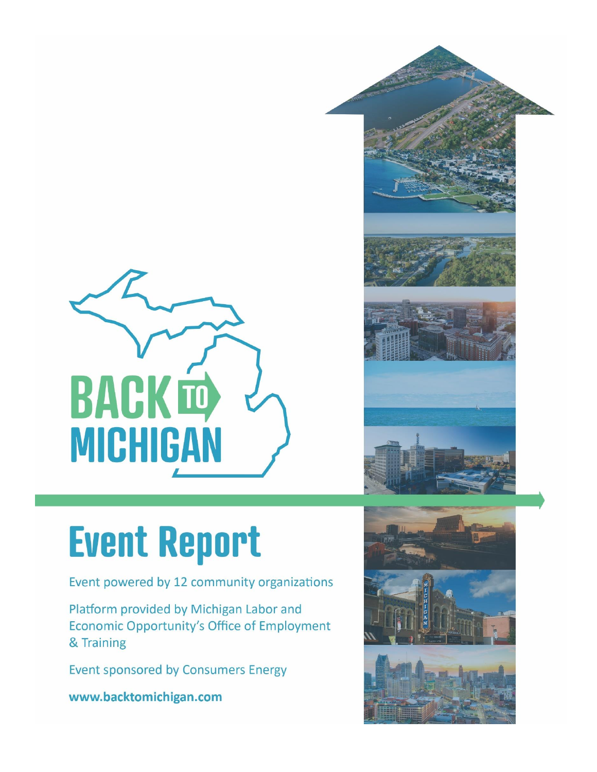BACK TO MICHIGAN

# Event Report

Event powered by 12 community organizations

Platform provided by Michigan Labor and Economic Opportunity's Office of Employment & Training

Event sponsored by Consumers Energy

**www.backtomichigan.com**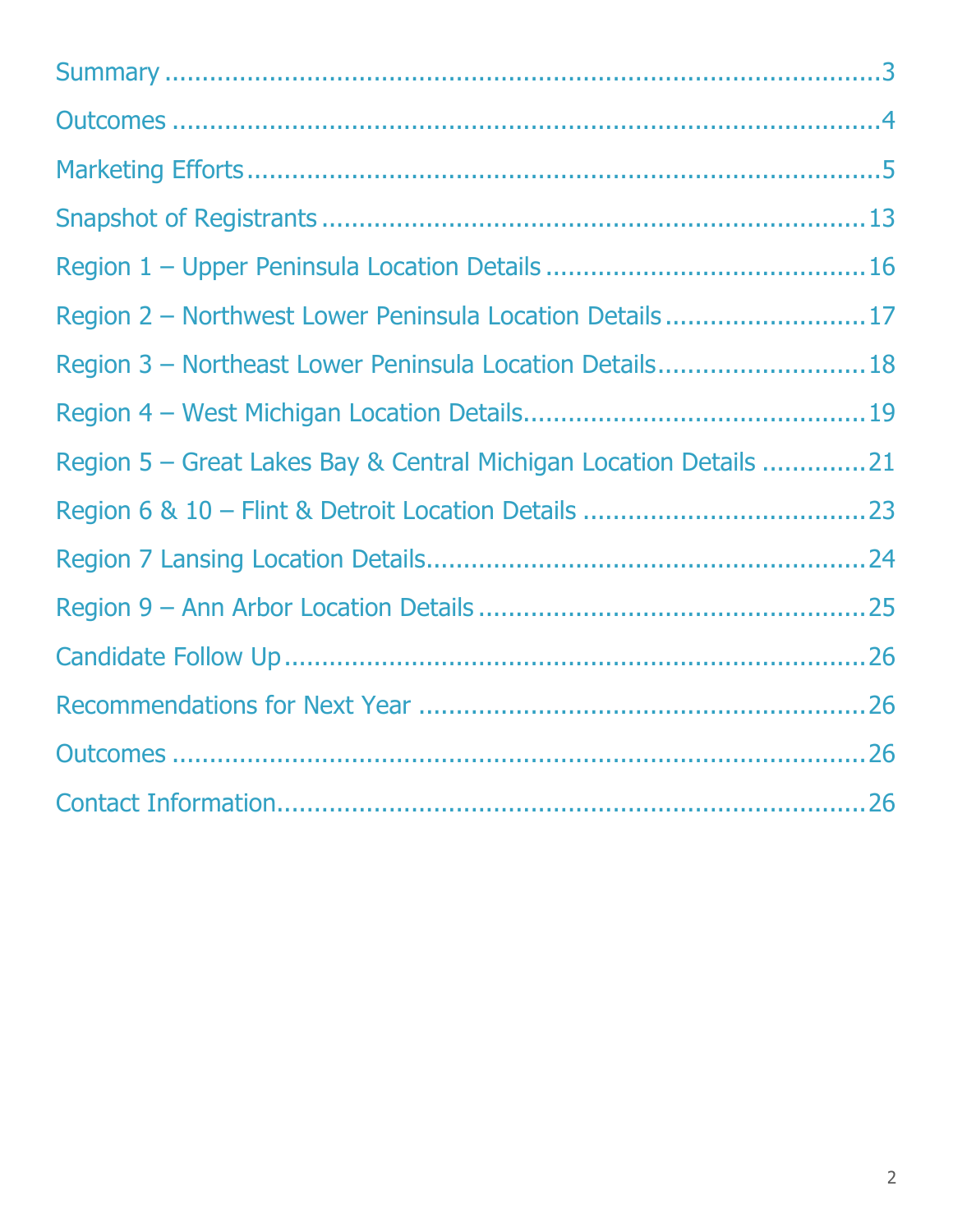Summary ................................................................................3

Outcomes ................................................................................4

Marketing Efforts ................................................................................5

Snapshot of Registrants ................................................................................13

Region 1 – Upper Peninsula Location Details ................................................................................16

Region 2 – Northwest Lower Peninsula Location Details ................................................................................17

Region 3 – Northeast Lower Peninsula Location Details ................................................................................18

Region 4 – West Michigan Location Details ................................................................................19

Region 5 – Great Lakes Bay & Central Michigan Location Details ................................................................................21

Region 6 & 10 – Flint & Detroit Location Details ................................................................................23

Region 7 Lansing Location Details ................................................................................24

Region 9 – Ann Arbor Location Details ................................................................................25

Candidate Follow Up ................................................................................26

Recommendations for Next Year ................................................................................26

Outcomes ................................................................................26

Contact Information ................................................................................26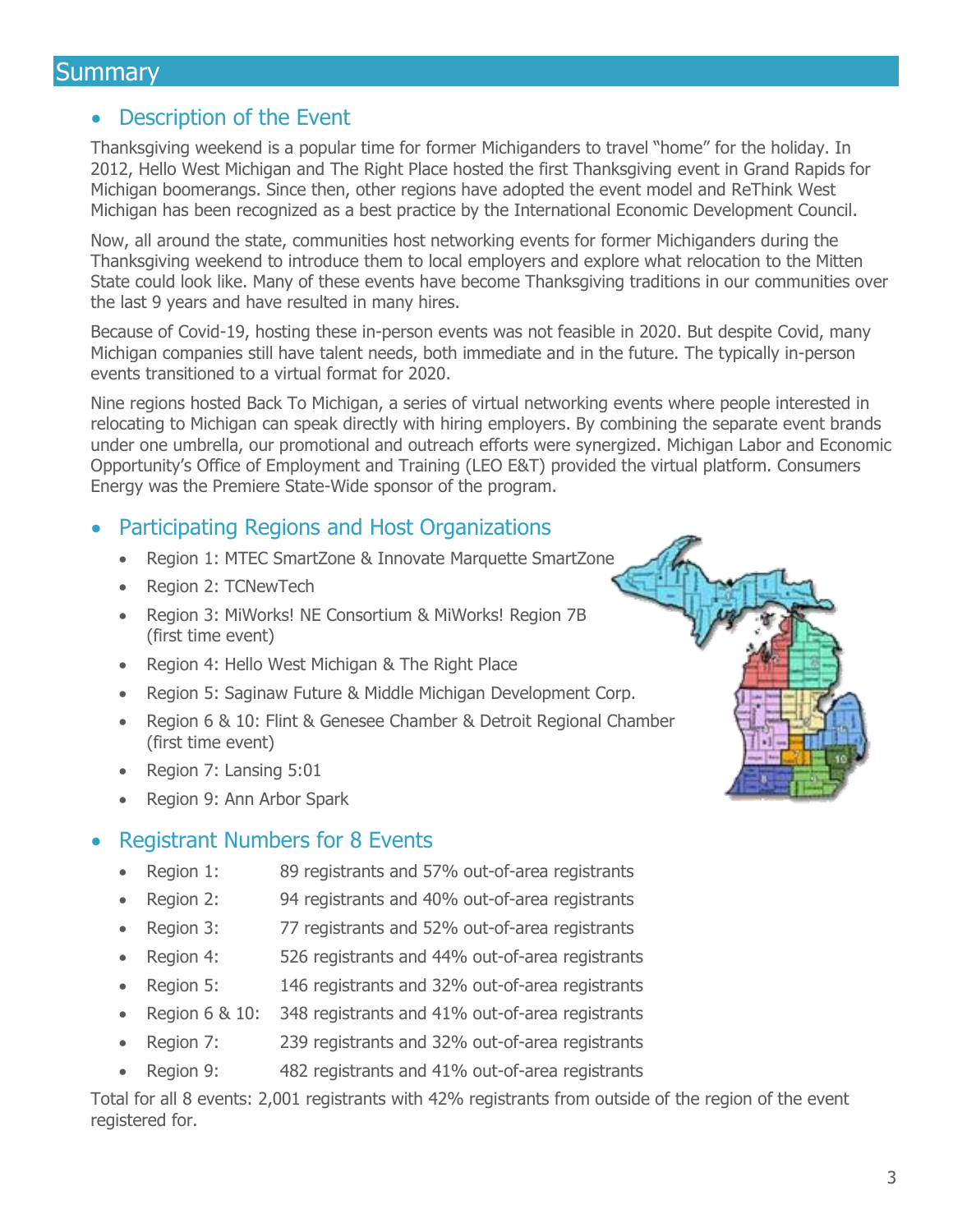# Summary

## Description of the Event

Thanksgiving weekend is a popular time for former Michiganders to travel "home" for the holiday. In 2012, Hello West Michigan and The Right Place hosted the first Thanksgiving event in Grand Rapids for Michigan boomerangs. Since then, other regions have adopted the event model and ReThink West Michigan has been recognized as a best practice by the International Economic Development Council.

Now, all around the state, communities host networking events for former Michiganders during the Thanksgiving weekend to introduce them to local employers and explore what relocation to the Mitten State could look like. Many of these events have become Thanksgiving traditions in our communities over the last 9 years and have resulted in many hires.

Because of Covid-19, hosting these in-person events was not feasible in 2020. But despite Covid, many Michigan companies still have talent needs, both immediate and in the future. The typically in-person events transitioned to a virtual format for 2020.

Nine regions hosted Back To Michigan, a series of virtual networking events where people interested in relocating to Michigan can speak directly with hiring employers. By combining the separate event brands under one umbrella, our promotional and outreach efforts were synergized. Michigan Labor and Economic Opportunity's Office of Employment and Training (LEO E&T) provided the virtual platform. Consumers Energy was the Premiere State-Wide sponsor of the program.

## Participating Regions and Host Organizations

- Region 1: MTEC SmartZone & Innovate Marquette SmartZone
- Region 2: TCNewTech
- Region 3: MiWorks! NE Consortium & MiWorks! Region 7B (first time event)
- Region 4: Hello West Michigan & The Right Place
- Region 5: Saginaw Future & Middle Michigan Development Corp.
- Region 6 & 10: Flint & Genesee Chamber & Detroit Regional Chamber (first time event)
- Region 7: Lansing 5:01
- Region 9: Ann Arbor Spark

## Registrant Numbers for 8 Events

- Region 1: 89 registrants and 57% out-of-area registrants
- Region 2: 94 registrants and 40% out-of-area registrants
- Region 3: 77 registrants and 52% out-of-area registrants
- Region 4: 526 registrants and 44% out-of-area registrants
- Region 5: 146 registrants and 32% out-of-area registrants
- Region 6 & 10: 348 registrants and 41% out-of-area registrants
- Region 7: 239 registrants and 32% out-of-area registrants
- Region 9: 482 registrants and 41% out-of-area registrants

Total for all 8 events: 2,001 registrants with 42% registrants from outside of the region of the event registered for.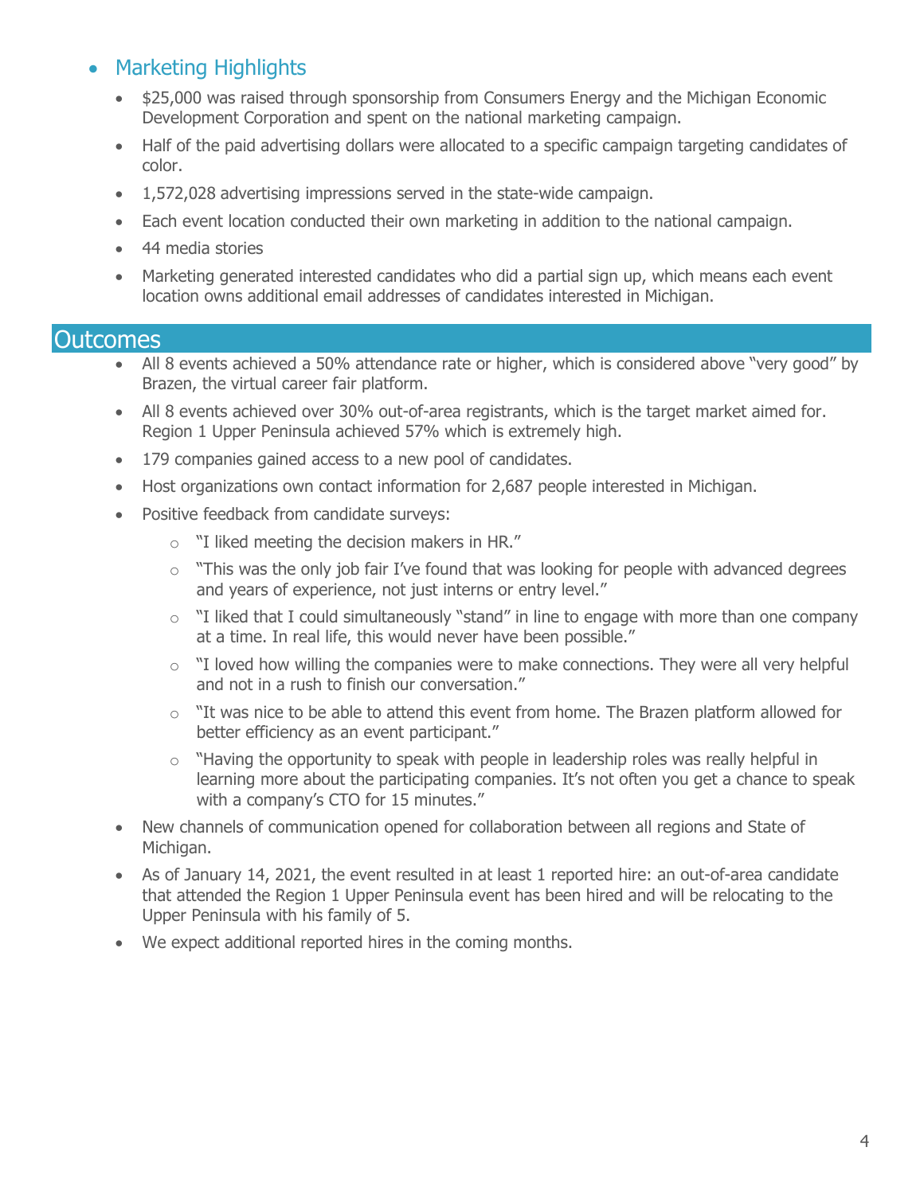- ## Marketing Highlights
  - $25,000 was raised through sponsorship from Consumers Energy and the Michigan Economic Development Corporation and spent on the national marketing campaign.
  - Half of the paid advertising dollars were allocated to a specific campaign targeting candidates of color.
  - 1,572,028 advertising impressions served in the state-wide campaign.
  - Each event location conducted their own marketing in addition to the national campaign.
  - 44 media stories
  - Marketing generated interested candidates who did a partial sign up, which means each event location owns additional email addresses of candidates interested in Michigan.

# Outcomes

- All 8 events achieved a 50% attendance rate or higher, which is considered above "very good" by Brazen, the virtual career fair platform.
- All 8 events achieved over 30% out-of-area registrants, which is the target market aimed for. Region 1 Upper Peninsula achieved 57% which is extremely high.
- 179 companies gained access to a new pool of candidates.
- Host organizations own contact information for 2,687 people interested in Michigan.
- Positive feedback from candidate surveys:
  - "I liked meeting the decision makers in HR."
  - "This was the only job fair I've found that was looking for people with advanced degrees and years of experience, not just interns or entry level."
  - "I liked that I could simultaneously "stand" in line to engage with more than one company at a time. In real life, this would never have been possible."
  - "I loved how willing the companies were to make connections. They were all very helpful and not in a rush to finish our conversation."
  - "It was nice to be able to attend this event from home. The Brazen platform allowed for better efficiency as an event participant."
  - "Having the opportunity to speak with people in leadership roles was really helpful in learning more about the participating companies. It's not often you get a chance to speak with a company's CTO for 15 minutes."
- New channels of communication opened for collaboration between all regions and State of Michigan.
- As of January 14, 2021, the event resulted in at least 1 reported hire: an out-of-area candidate that attended the Region 1 Upper Peninsula event has been hired and will be relocating to the Upper Peninsula with his family of 5.
- We expect additional reported hires in the coming months.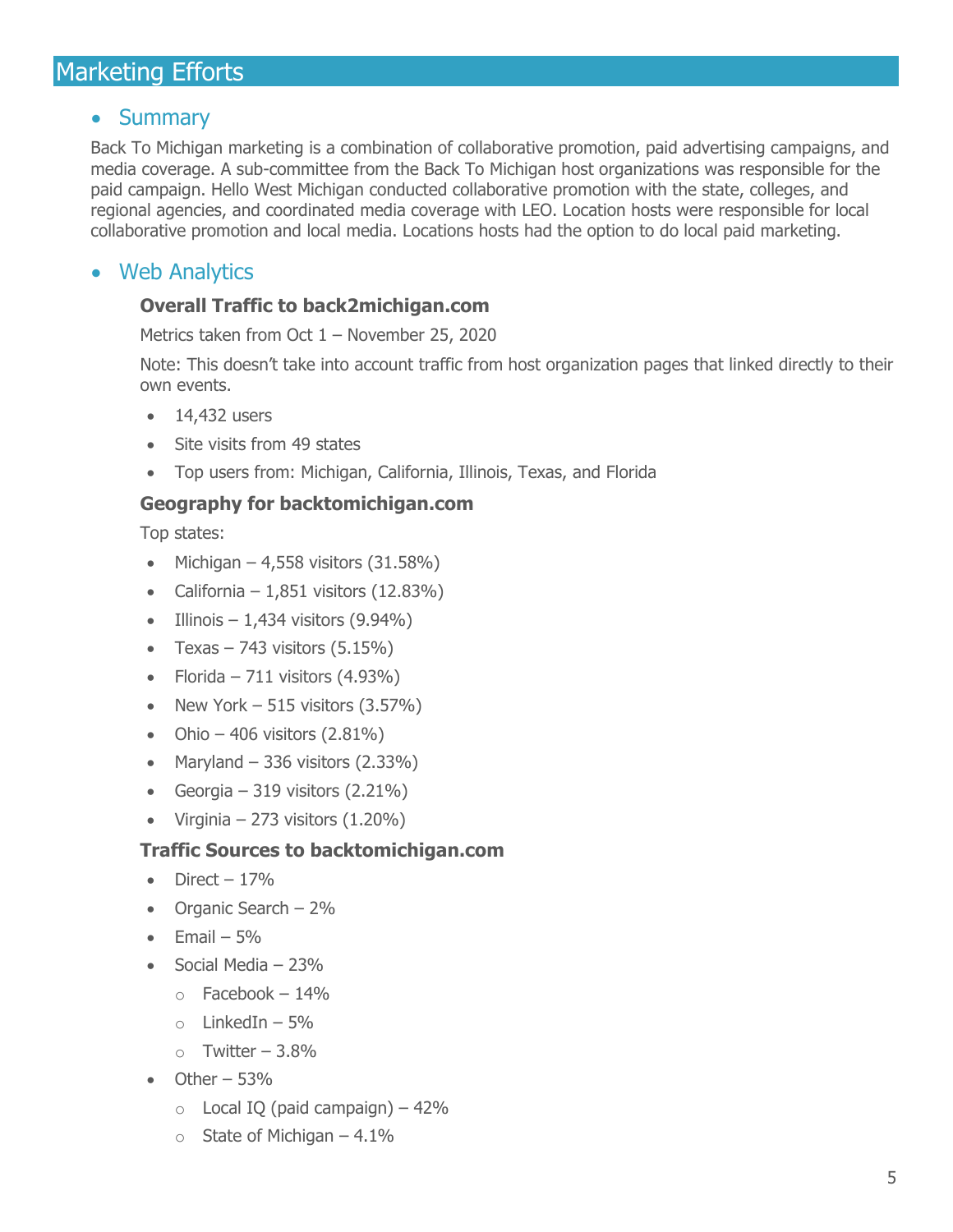# Marketing Efforts

## Summary

Back To Michigan marketing is a combination of collaborative promotion, paid advertising campaigns, and media coverage. A sub-committee from the Back To Michigan host organizations was responsible for the paid campaign. Hello West Michigan conducted collaborative promotion with the state, colleges, and regional agencies, and coordinated media coverage with LEO. Location hosts were responsible for local collaborative promotion and local media. Locations hosts had the option to do local paid marketing.

## Web Analytics

### Overall Traffic to back2michigan.com

Metrics taken from Oct 1 – November 25, 2020

Note: This doesn't take into account traffic from host organization pages that linked directly to their own events.

- 14,432 users
- Site visits from 49 states
- Top users from: Michigan, California, Illinois, Texas, and Florida

### Geography for backtomichigan.com

Top states:

- Michigan – 4,558 visitors (31.58%)
- California – 1,851 visitors (12.83%)
- Illinois – 1,434 visitors (9.94%)
- Texas – 743 visitors (5.15%)
- Florida – 711 visitors (4.93%)
- New York – 515 visitors (3.57%)
- Ohio – 406 visitors (2.81%)
- Maryland – 336 visitors (2.33%)
- Georgia – 319 visitors (2.21%)
- Virginia – 273 visitors (1.20%)

### Traffic Sources to backtomichigan.com

- Direct – 17%
- Organic Search – 2%
- Email – 5%
- Social Media – 23%
  - Facebook – 14%
  - LinkedIn – 5%
  - Twitter – 3.8%
- Other – 53%
  - Local IQ (paid campaign) – 42%
  - State of Michigan – 4.1%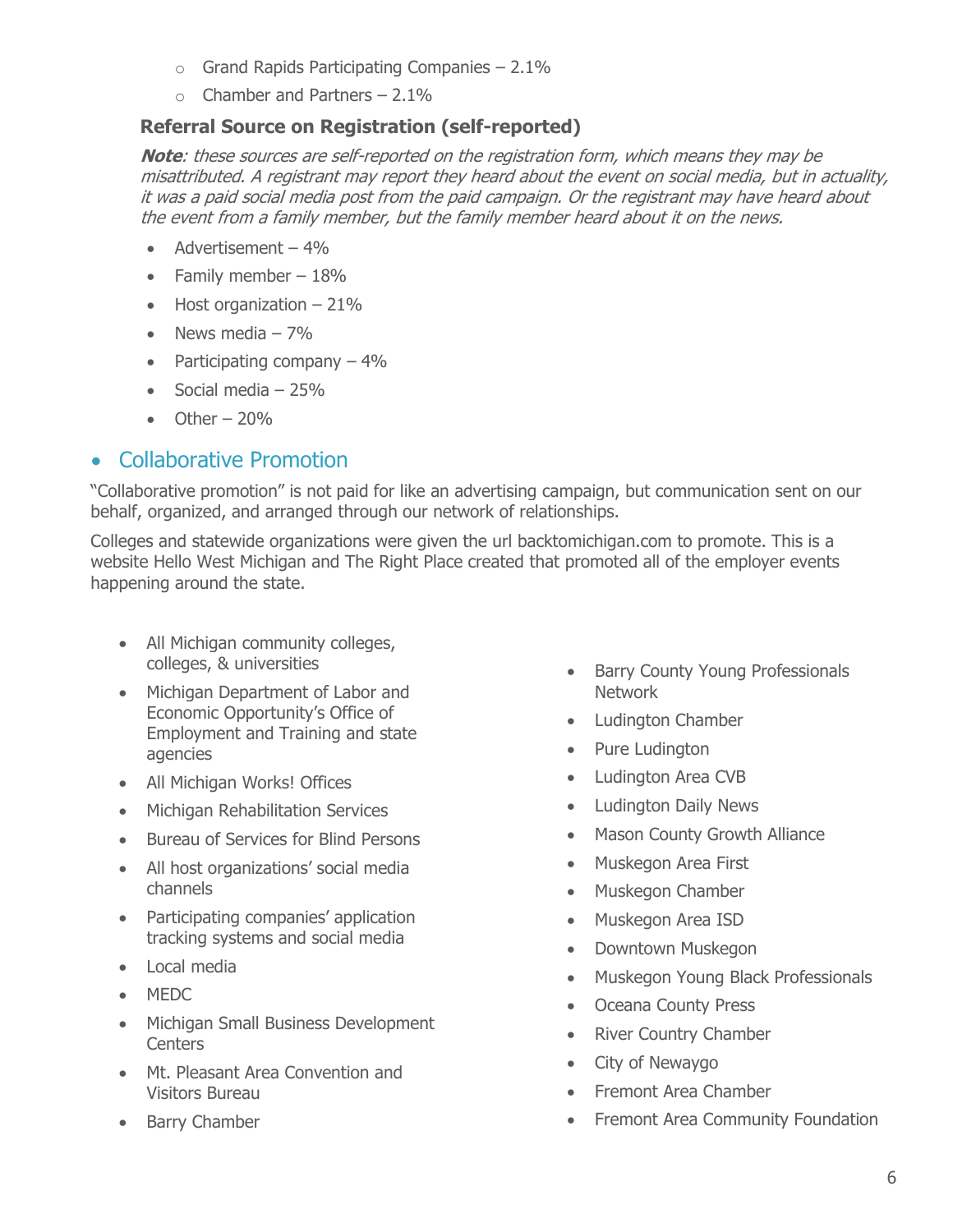- Grand Rapids Participating Companies – 2.1%
  - Chamber and Partners – 2.1%

### Referral Source on Registration (self-reported)

***Note**: these sources are self-reported on the registration form, which means they may be misattributed. A registrant may report they heard about the event on social media, but in actuality, it was a paid social media post from the paid campaign. Or the registrant may have heard about the event from a family member, but the family member heard about it on the news.*

- Advertisement – 4%
- Family member – 18%
- Host organization – 21%
- News media – 7%
- Participating company – 4%
- Social media – 25%
- Other – 20%

## Collaborative Promotion

"Collaborative promotion" is not paid for like an advertising campaign, but communication sent on our behalf, organized, and arranged through our network of relationships.

Colleges and statewide organizations were given the url backtomichigan.com to promote. This is a website Hello West Michigan and The Right Place created that promoted all of the employer events happening around the state.

- All Michigan community colleges, colleges, & universities
- Michigan Department of Labor and Economic Opportunity's Office of Employment and Training and state agencies
- All Michigan Works! Offices
- Michigan Rehabilitation Services
- Bureau of Services for Blind Persons
- All host organizations' social media channels
- Participating companies' application tracking systems and social media
- Local media
- MEDC
- Michigan Small Business Development Centers
- Mt. Pleasant Area Convention and Visitors Bureau
- Barry Chamber
- Barry County Young Professionals Network
- Ludington Chamber
- Pure Ludington
- Ludington Area CVB
- Ludington Daily News
- Mason County Growth Alliance
- Muskegon Area First
- Muskegon Chamber
- Muskegon Area ISD
- Downtown Muskegon
- Muskegon Young Black Professionals
- Oceana County Press
- River Country Chamber
- City of Newaygo
- Fremont Area Chamber
- Fremont Area Community Foundation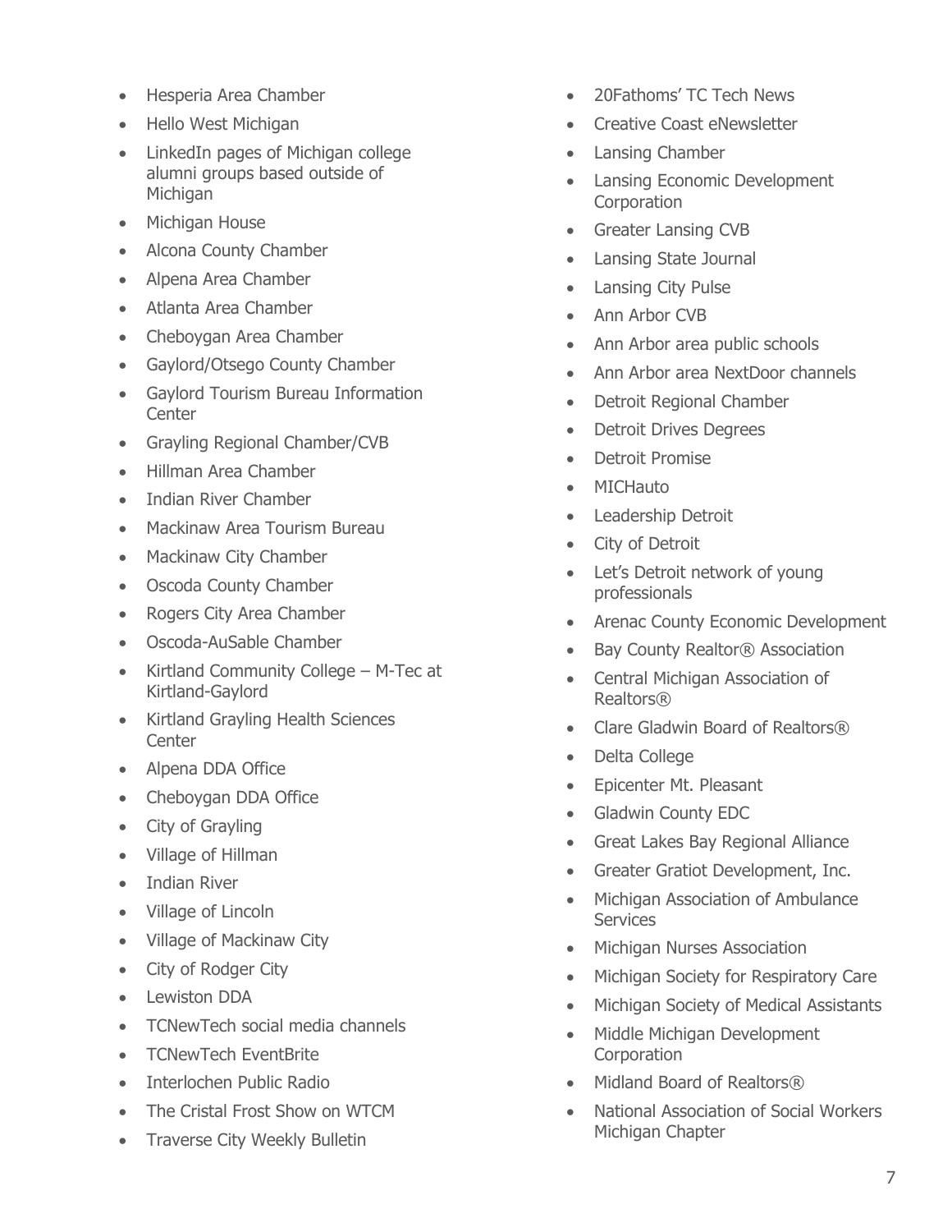- Hesperia Area Chamber
- Hello West Michigan
- LinkedIn pages of Michigan college alumni groups based outside of Michigan
- Michigan House
- Alcona County Chamber
- Alpena Area Chamber
- Atlanta Area Chamber
- Cheboygan Area Chamber
- Gaylord/Otsego County Chamber
- Gaylord Tourism Bureau Information Center
- Grayling Regional Chamber/CVB
- Hillman Area Chamber
- Indian River Chamber
- Mackinaw Area Tourism Bureau
- Mackinaw City Chamber
- Oscoda County Chamber
- Rogers City Area Chamber
- Oscoda-AuSable Chamber
- Kirtland Community College – M-Tec at Kirtland-Gaylord
- Kirtland Grayling Health Sciences Center
- Alpena DDA Office
- Cheboygan DDA Office
- City of Grayling
- Village of Hillman
- Indian River
- Village of Lincoln
- Village of Mackinaw City
- City of Rodger City
- Lewiston DDA
- TCNewTech social media channels
- TCNewTech EventBrite
- Interlochen Public Radio
- The Cristal Frost Show on WTCM
- Traverse City Weekly Bulletin
- 20Fathoms' TC Tech News
- Creative Coast eNewsletter
- Lansing Chamber
- Lansing Economic Development Corporation
- Greater Lansing CVB
- Lansing State Journal
- Lansing City Pulse
- Ann Arbor CVB
- Ann Arbor area public schools
- Ann Arbor area NextDoor channels
- Detroit Regional Chamber
- Detroit Drives Degrees
- Detroit Promise
- MICHauto
- Leadership Detroit
- City of Detroit
- Let's Detroit network of young professionals
- Arenac County Economic Development
- Bay County Realtor® Association
- Central Michigan Association of Realtors®
- Clare Gladwin Board of Realtors®
- Delta College
- Epicenter Mt. Pleasant
- Gladwin County EDC
- Great Lakes Bay Regional Alliance
- Greater Gratiot Development, Inc.
- Michigan Association of Ambulance Services
- Michigan Nurses Association
- Michigan Society for Respiratory Care
- Michigan Society of Medical Assistants
- Middle Michigan Development Corporation
- Midland Board of Realtors®
- National Association of Social Workers Michigan Chapter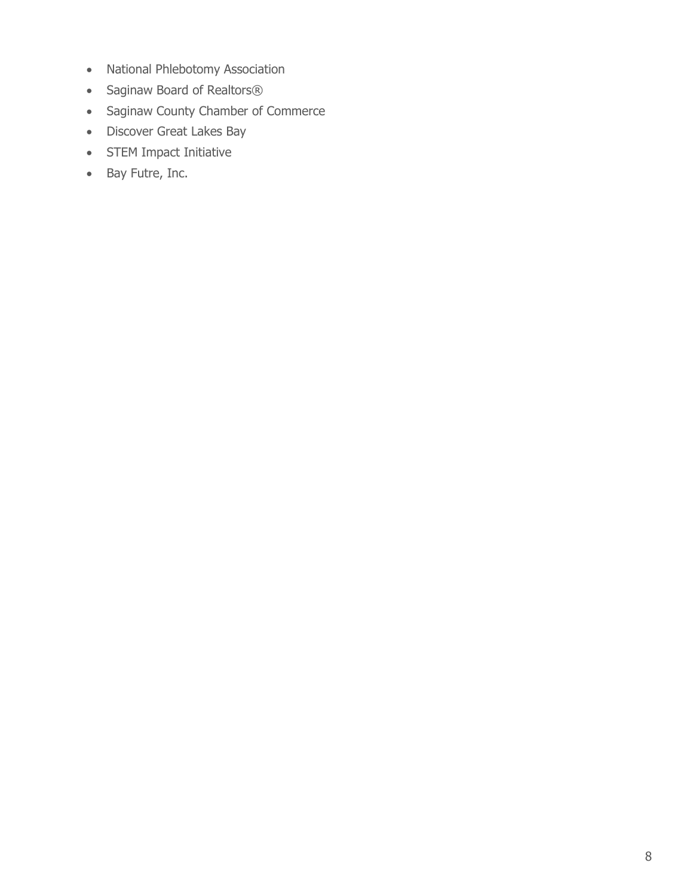- National Phlebotomy Association
- Saginaw Board of Realtors®
- Saginaw County Chamber of Commerce
- Discover Great Lakes Bay
- STEM Impact Initiative
- Bay Futre, Inc.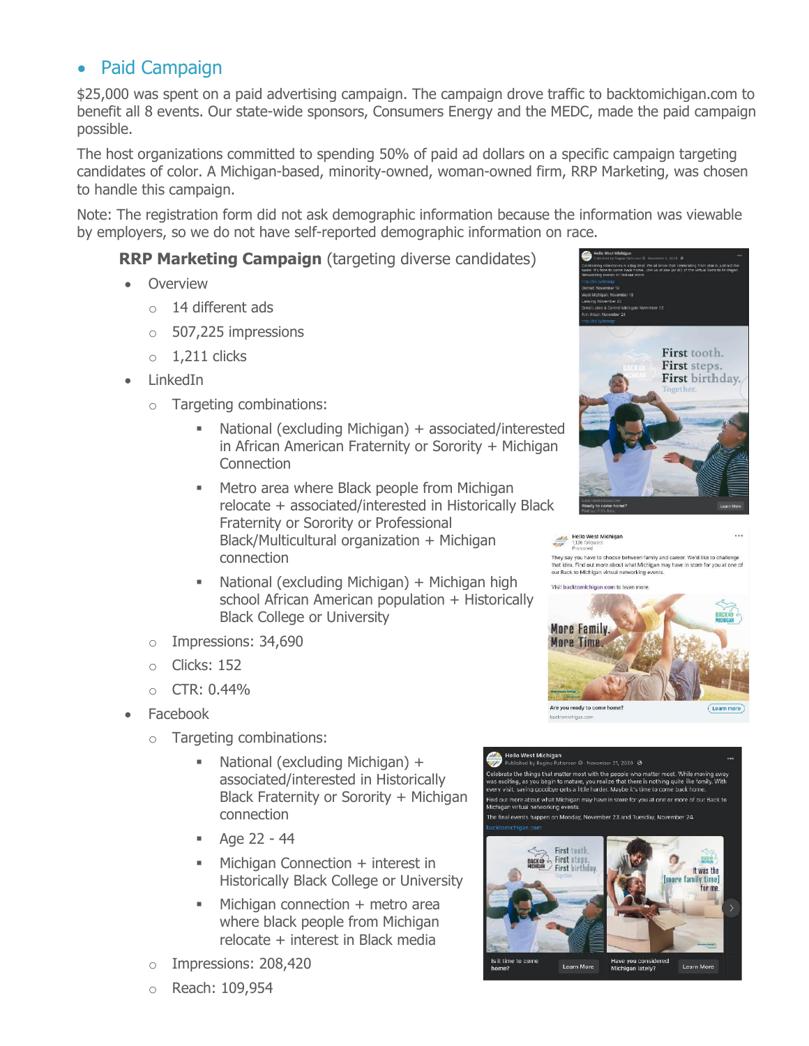- ## Paid Campaign

$25,000 was spent on a paid advertising campaign. The campaign drove traffic to backtomichigan.com to benefit all 8 events. Our state-wide sponsors, Consumers Energy and the MEDC, made the paid campaign possible.

The host organizations committed to spending 50% of paid ad dollars on a specific campaign targeting candidates of color. A Michigan-based, minority-owned, woman-owned firm, RRP Marketing, was chosen to handle this campaign.

Note: The registration form did not ask demographic information because the information was viewable by employers, so we do not have self-reported demographic information on race.

**RRP Marketing Campaign** (targeting diverse candidates)

- Overview
  - 14 different ads
  - 507,225 impressions
  - 1,211 clicks
- LinkedIn
  - Targeting combinations:
    - National (excluding Michigan) + associated/interested in African American Fraternity or Sorority + Michigan Connection
    - Metro area where Black people from Michigan relocate + associated/interested in Historically Black Fraternity or Sorority or Professional Black/Multicultural organization + Michigan connection
    - National (excluding Michigan) + Michigan high school African American population + Historically Black College or University
  - Impressions: 34,690
  - Clicks: 152
  - CTR: 0.44%
- Facebook
  - Targeting combinations:
    - National (excluding Michigan) + associated/interested in Historically Black Fraternity or Sorority + Michigan connection
    - Age 22 - 44
    - Michigan Connection + interest in Historically Black College or University
    - Michigan connection + metro area where black people from Michigan relocate + interest in Black media
  - Impressions: 208,420
  - Reach: 109,954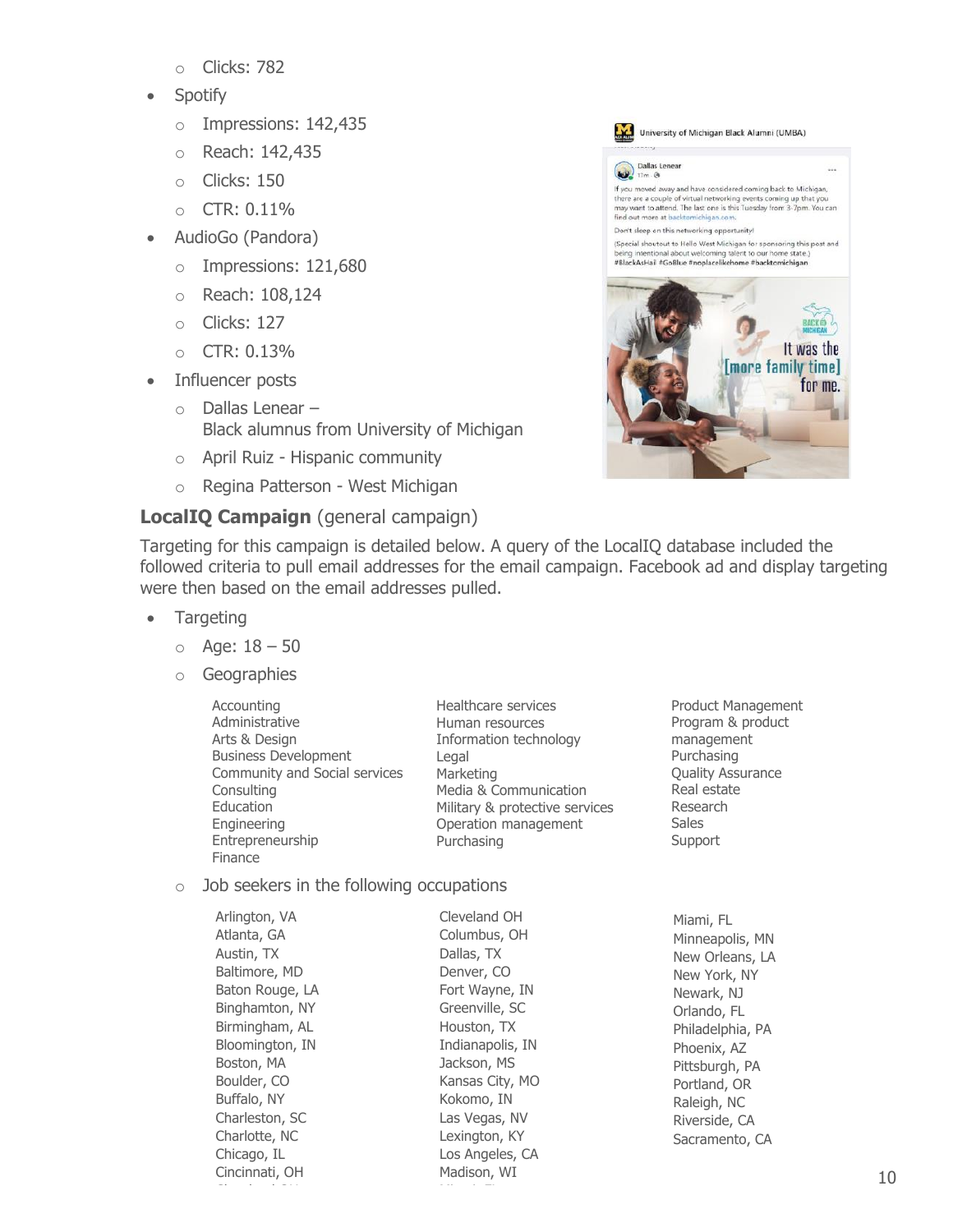- Clicks: 782
- Spotify
  - Impressions: 142,435
  - Reach: 142,435
  - Clicks: 150
  - CTR: 0.11%
- AudioGo (Pandora)
  - Impressions: 121,680
  - Reach: 108,124
  - Clicks: 127
  - CTR: 0.13%
- Influencer posts
  - Dallas Lenear – Black alumnus from University of Michigan
  - April Ruiz - Hispanic community
  - Regina Patterson - West Michigan

**LocalIQ Campaign** (general campaign)

Targeting for this campaign is detailed below. A query of the LocalIQ database included the followed criteria to pull email addresses for the email campaign. Facebook ad and display targeting were then based on the email addresses pulled.

- Targeting
  - Age: 18 – 50
  - Geographies

    Accounting
    Administrative
    Arts & Design
    Business Development
    Community and Social services
    Consulting
    Education
    Engineering
    Entrepreneurship
    Finance
    Healthcare services
    Human resources
    Information technology
    Legal
    Marketing
    Media & Communication
    Military & protective services
    Operation management
    Purchasing
    Product Management
    Program & product management
    Purchasing
    Quality Assurance
    Real estate
    Research
    Sales
    Support

  - Job seekers in the following occupations

    Arlington, VA
    Atlanta, GA
    Austin, TX
    Baltimore, MD
    Baton Rouge, LA
    Binghamton, NY
    Birmingham, AL
    Bloomington, IN
    Boston, MA
    Boulder, CO
    Buffalo, NY
    Charleston, SC
    Charlotte, NC
    Chicago, IL
    Cincinnati, OH
    Cleveland OH
    Columbus, OH
    Dallas, TX
    Denver, CO
    Fort Wayne, IN
    Greenville, SC
    Houston, TX
    Indianapolis, IN
    Jackson, MS
    Kansas City, MO
    Kokomo, IN
    Las Vegas, NV
    Lexington, KY
    Los Angeles, CA
    Madison, WI
    Miami, FL
    Minneapolis, MN
    New Orleans, LA
    New York, NY
    Newark, NJ
    Orlando, FL
    Philadelphia, PA
    Phoenix, AZ
    Pittsburgh, PA
    Portland, OR
    Raleigh, NC
    Riverside, CA
    Sacramento, CA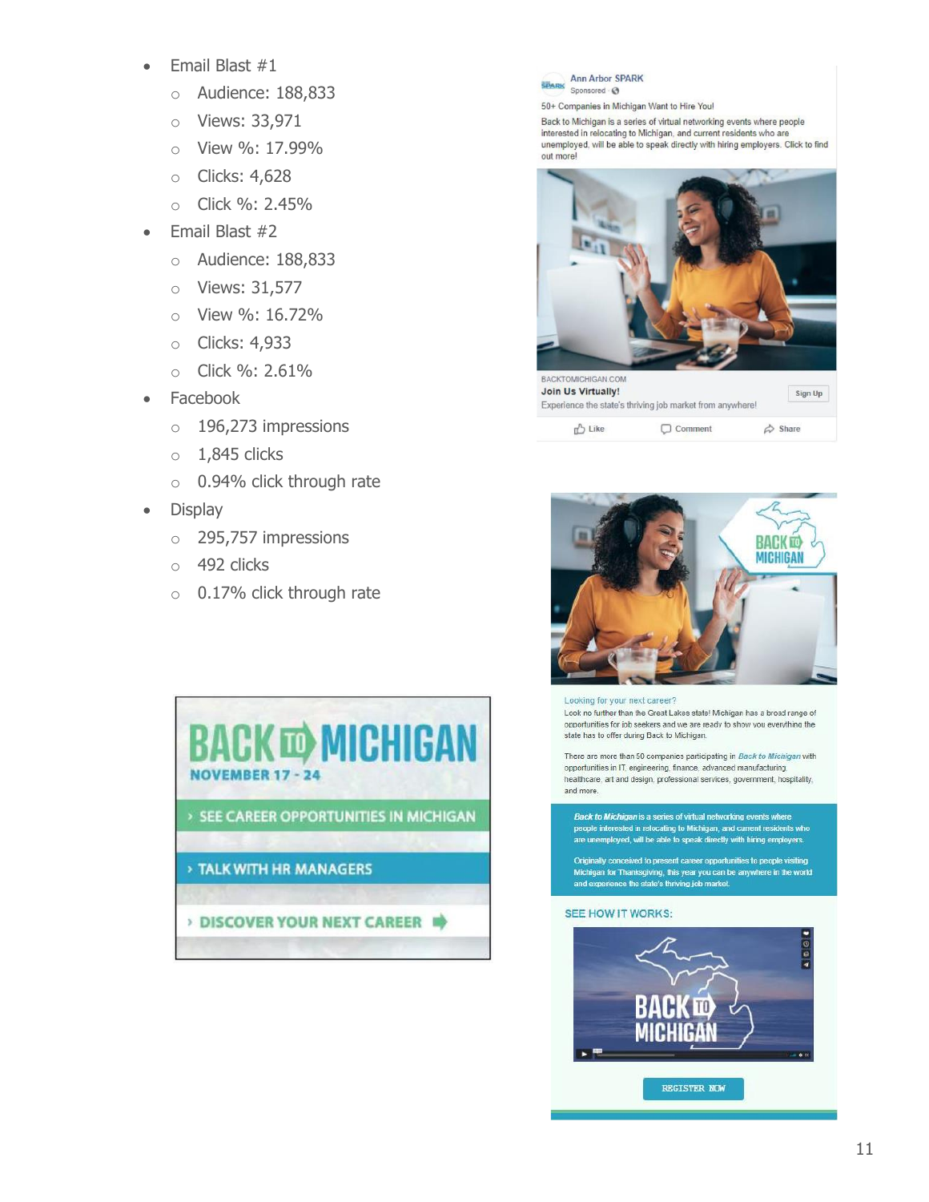- Email Blast #1
  - Audience: 188,833
  - Views: 33,971
  - View %: 17.99%
  - Clicks: 4,628
  - Click %: 2.45%
- Email Blast #2
  - Audience: 188,833
  - Views: 31,577
  - View %: 16.72%
  - Clicks: 4,933
  - Click %: 2.61%
- Facebook
  - 196,273 impressions
  - 1,845 clicks
  - 0.94% click through rate
- Display
  - 295,757 impressions
  - 492 clicks
  - 0.17% click through rate

Ann Arbor SPARK
Sponsored

50+ Companies in Michigan Want to Hire You!

Back to Michigan is a series of virtual networking events where people interested in relocating to Michigan, and current residents who are unemployed, will be able to speak directly with hiring employers. Click to find out more!

BACKTOMICHIGAN.COM
**Join Us Virtually!**
Experience the state's thriving job market from anywhere!

Sign Up

Like Comment Share

**BACK TO MICHIGAN**
**NOVEMBER 17 - 24**

› SEE CAREER OPPORTUNITIES IN MICHIGAN

› TALK WITH HR MANAGERS

› DISCOVER YOUR NEXT CAREER

**BACK TO MICHIGAN**

Looking for your next career?

Look no further than the Great Lakes state! Michigan has a broad range of opportunities for job seekers and we are ready to show you everything the state has to offer during Back to Michigan.

There are more than 50 companies participating in *Back to Michigan* with opportunities in IT, engineering, finance, advanced manufacturing, healthcare, art and design, professional services, government, hospitality, and more.

*Back to Michigan* is a series of virtual networking events where people interested in relocating to Michigan, and current residents who are unemployed, will be able to speak directly with hiring employers.

Originally conceived to present career opportunities to people visiting Michigan for Thanksgiving, this year you can be anywhere in the world and experience the state's thriving job market.

SEE HOW IT WORKS:

BACK TO MICHIGAN

REGISTER NOW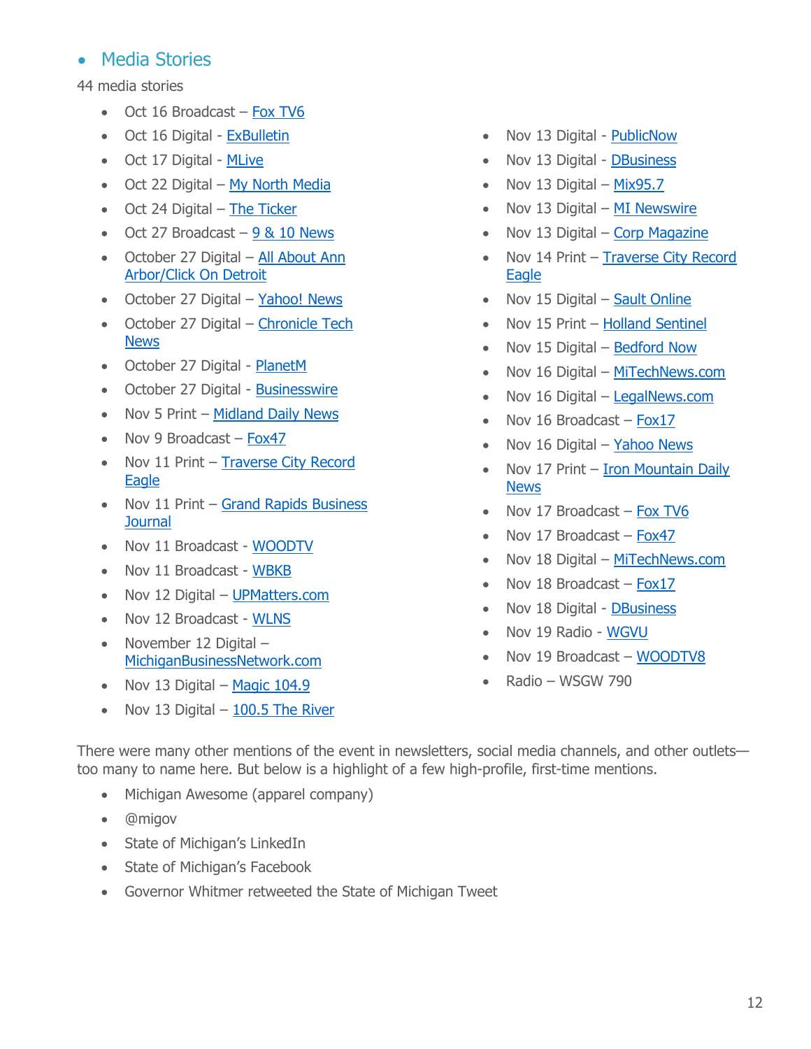- Media Stories

44 media stories

- Oct 16 Broadcast – Fox TV6
- Oct 16 Digital - ExBulletin
- Oct 17 Digital - MLive
- Oct 22 Digital – My North Media
- Oct 24 Digital – The Ticker
- Oct 27 Broadcast – 9 & 10 News
- October 27 Digital – All About Ann Arbor/Click On Detroit
- October 27 Digital – Yahoo! News
- October 27 Digital – Chronicle Tech News
- October 27 Digital - PlanetM
- October 27 Digital - Businesswire
- Nov 5 Print – Midland Daily News
- Nov 9 Broadcast – Fox47
- Nov 11 Print – Traverse City Record Eagle
- Nov 11 Print – Grand Rapids Business Journal
- Nov 11 Broadcast - WOODTV
- Nov 11 Broadcast - WBKB
- Nov 12 Digital – UPMatters.com
- Nov 12 Broadcast - WLNS
- November 12 Digital – MichiganBusinessNetwork.com
- Nov 13 Digital – Magic 104.9
- Nov 13 Digital – 100.5 The River
- Nov 13 Digital - PublicNow
- Nov 13 Digital - DBusiness
- Nov 13 Digital – Mix95.7
- Nov 13 Digital – MI Newswire
- Nov 13 Digital – Corp Magazine
- Nov 14 Print – Traverse City Record Eagle
- Nov 15 Digital – Sault Online
- Nov 15 Print – Holland Sentinel
- Nov 15 Digital – Bedford Now
- Nov 16 Digital – MiTechNews.com
- Nov 16 Digital – LegalNews.com
- Nov 16 Broadcast – Fox17
- Nov 16 Digital – Yahoo News
- Nov 17 Print – Iron Mountain Daily News
- Nov 17 Broadcast – Fox TV6
- Nov 17 Broadcast – Fox47
- Nov 18 Digital – MiTechNews.com
- Nov 18 Broadcast – Fox17
- Nov 18 Digital - DBusiness
- Nov 19 Radio - WGVU
- Nov 19 Broadcast – WOODTV8
- Radio – WSGW 790

There were many other mentions of the event in newsletters, social media channels, and other outlets—too many to name here. But below is a highlight of a few high-profile, first-time mentions.

- Michigan Awesome (apparel company)
- @migov
- State of Michigan's LinkedIn
- State of Michigan's Facebook
- Governor Whitmer retweeted the State of Michigan Tweet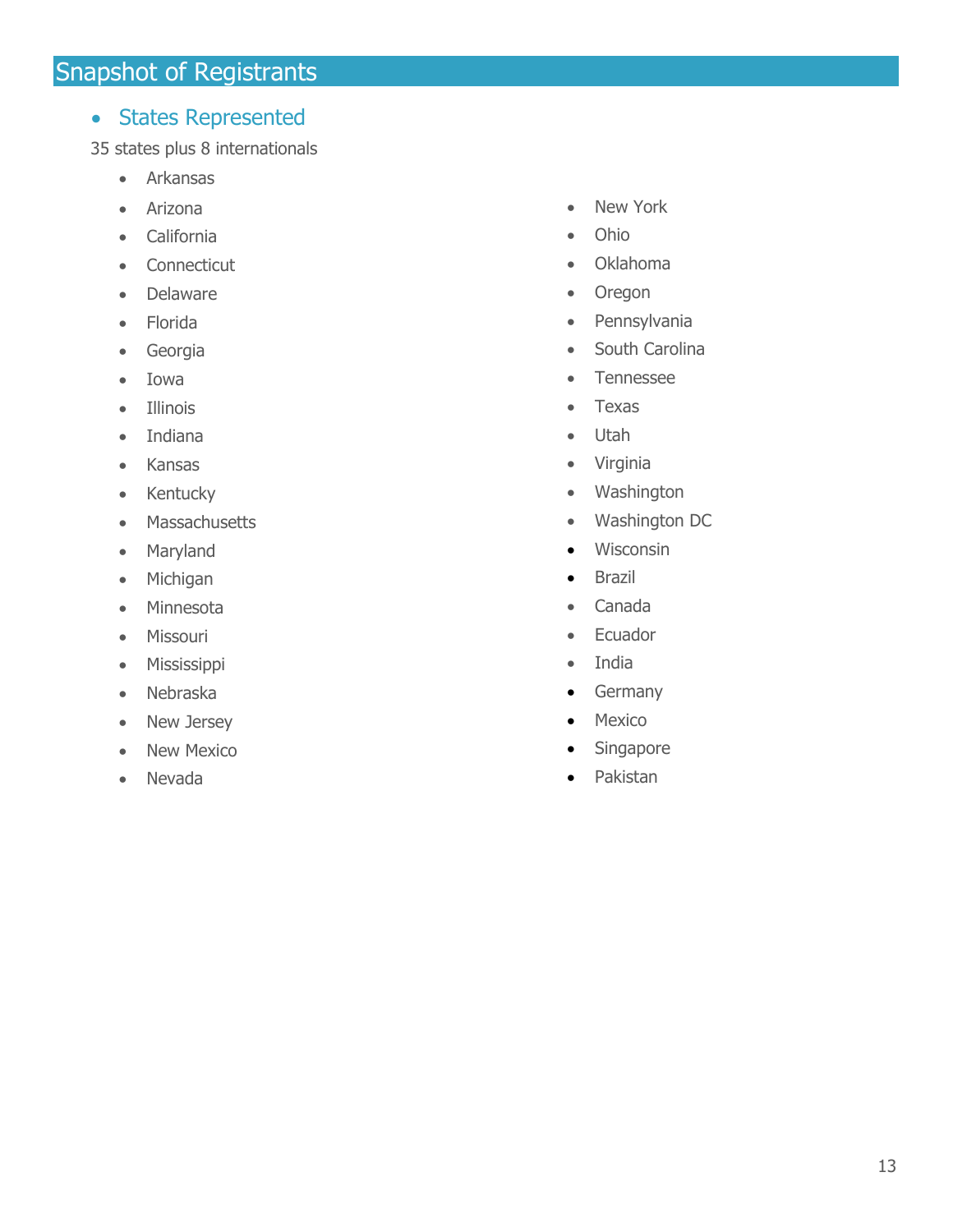# Snapshot of Registrants

- ## States Represented

35 states plus 8 internationals

- Arkansas
- Arizona
- California
- Connecticut
- Delaware
- Florida
- Georgia
- Iowa
- Illinois
- Indiana
- Kansas
- Kentucky
- Massachusetts
- Maryland
- Michigan
- Minnesota
- Missouri
- Mississippi
- Nebraska
- New Jersey
- New Mexico
- Nevada
- New York
- Ohio
- Oklahoma
- Oregon
- Pennsylvania
- South Carolina
- Tennessee
- Texas
- Utah
- Virginia
- Washington
- Washington DC
- Wisconsin
- Brazil
- Canada
- Ecuador
- India
- Germany
- Mexico
- Singapore
- Pakistan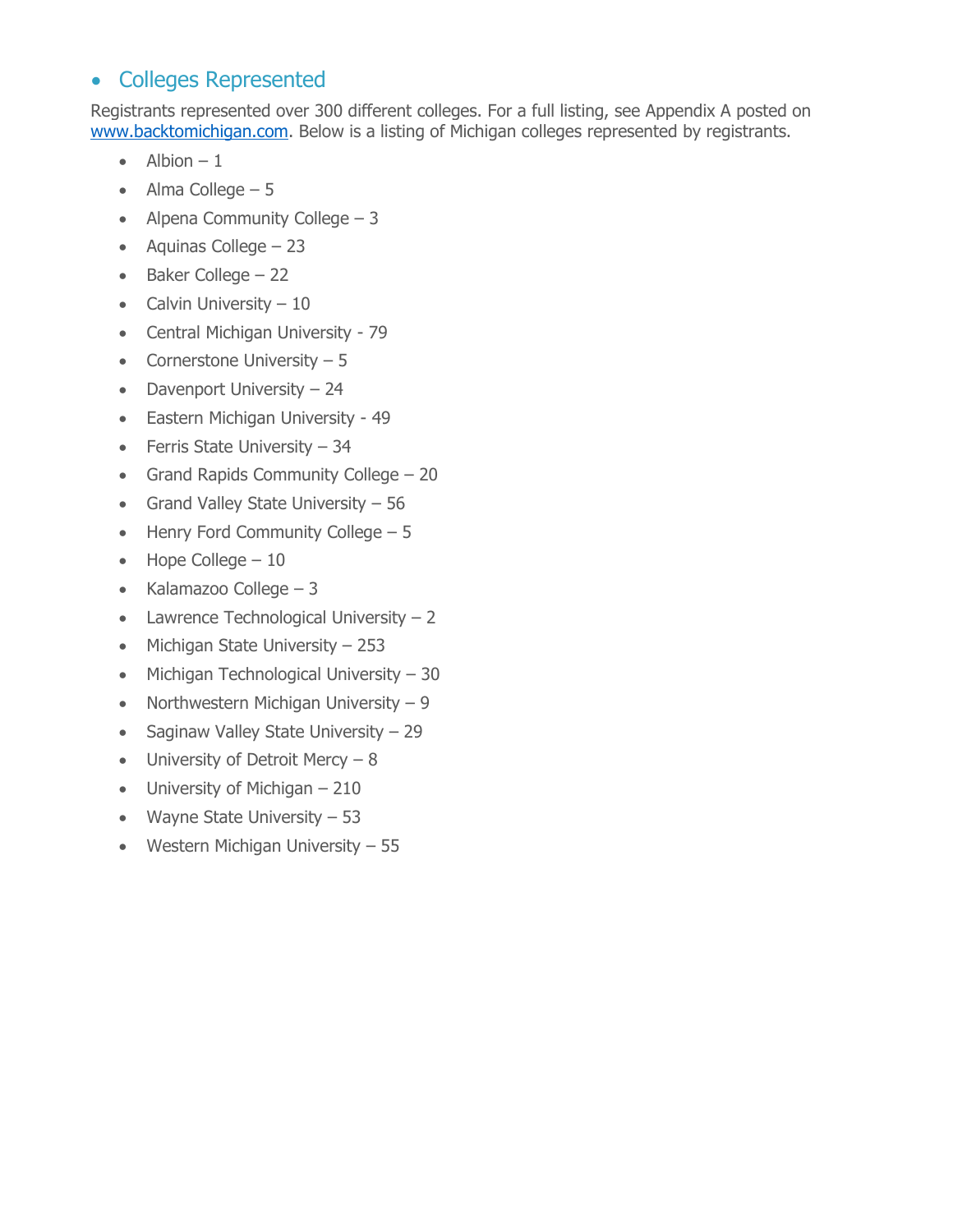## Colleges Represented

Registrants represented over 300 different colleges. For a full listing, see Appendix A posted on [www.backtomichigan.com](http://www.backtomichigan.com). Below is a listing of Michigan colleges represented by registrants.

- Albion – 1
- Alma College – 5
- Alpena Community College – 3
- Aquinas College – 23
- Baker College – 22
- Calvin University – 10
- Central Michigan University - 79
- Cornerstone University – 5
- Davenport University – 24
- Eastern Michigan University - 49
- Ferris State University – 34
- Grand Rapids Community College – 20
- Grand Valley State University – 56
- Henry Ford Community College – 5
- Hope College – 10
- Kalamazoo College – 3
- Lawrence Technological University – 2
- Michigan State University – 253
- Michigan Technological University – 30
- Northwestern Michigan University – 9
- Saginaw Valley State University – 29
- University of Detroit Mercy – 8
- University of Michigan – 210
- Wayne State University – 53
- Western Michigan University – 55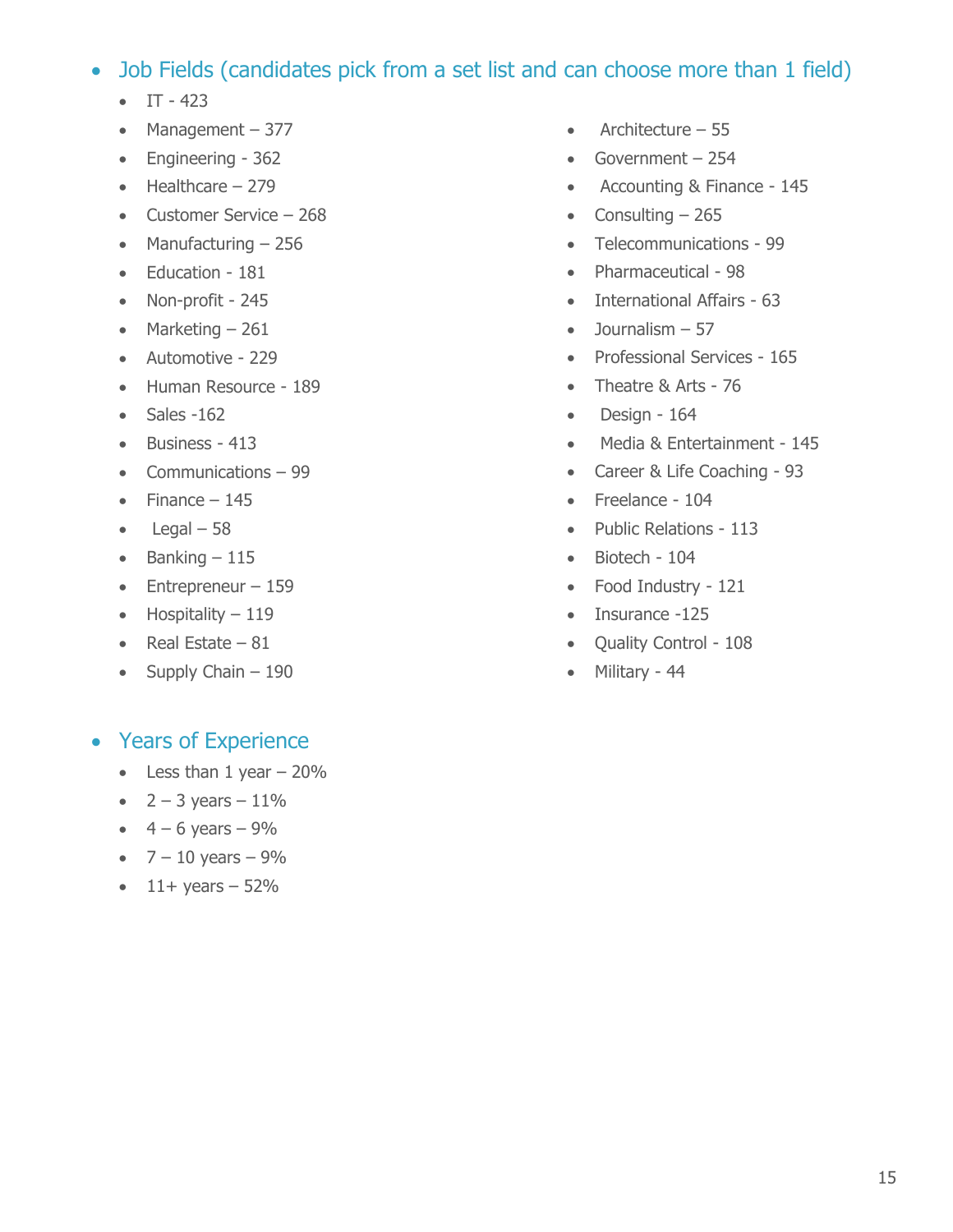- Job Fields (candidates pick from a set list and can choose more than 1 field)
  - IT - 423
  - Management – 377
  - Engineering - 362
  - Healthcare – 279
  - Customer Service – 268
  - Manufacturing – 256
  - Education - 181
  - Non-profit - 245
  - Marketing – 261
  - Automotive - 229
  - Human Resource - 189
  - Sales -162
  - Business - 413
  - Communications – 99
  - Finance – 145
  - Legal – 58
  - Banking – 115
  - Entrepreneur – 159
  - Hospitality – 119
  - Real Estate – 81
  - Supply Chain – 190
  - Architecture – 55
  - Government – 254
  - Accounting & Finance - 145
  - Consulting – 265
  - Telecommunications - 99
  - Pharmaceutical - 98
  - International Affairs - 63
  - Journalism – 57
  - Professional Services - 165
  - Theatre & Arts - 76
  - Design - 164
  - Media & Entertainment - 145
  - Career & Life Coaching - 93
  - Freelance - 104
  - Public Relations - 113
  - Biotech - 104
  - Food Industry - 121
  - Insurance -125
  - Quality Control - 108
  - Military - 44

- Years of Experience
  - Less than 1 year – 20%
  - 2 – 3 years – 11%
  - 4 – 6 years – 9%
  - 7 – 10 years – 9%
  - 11+ years – 52%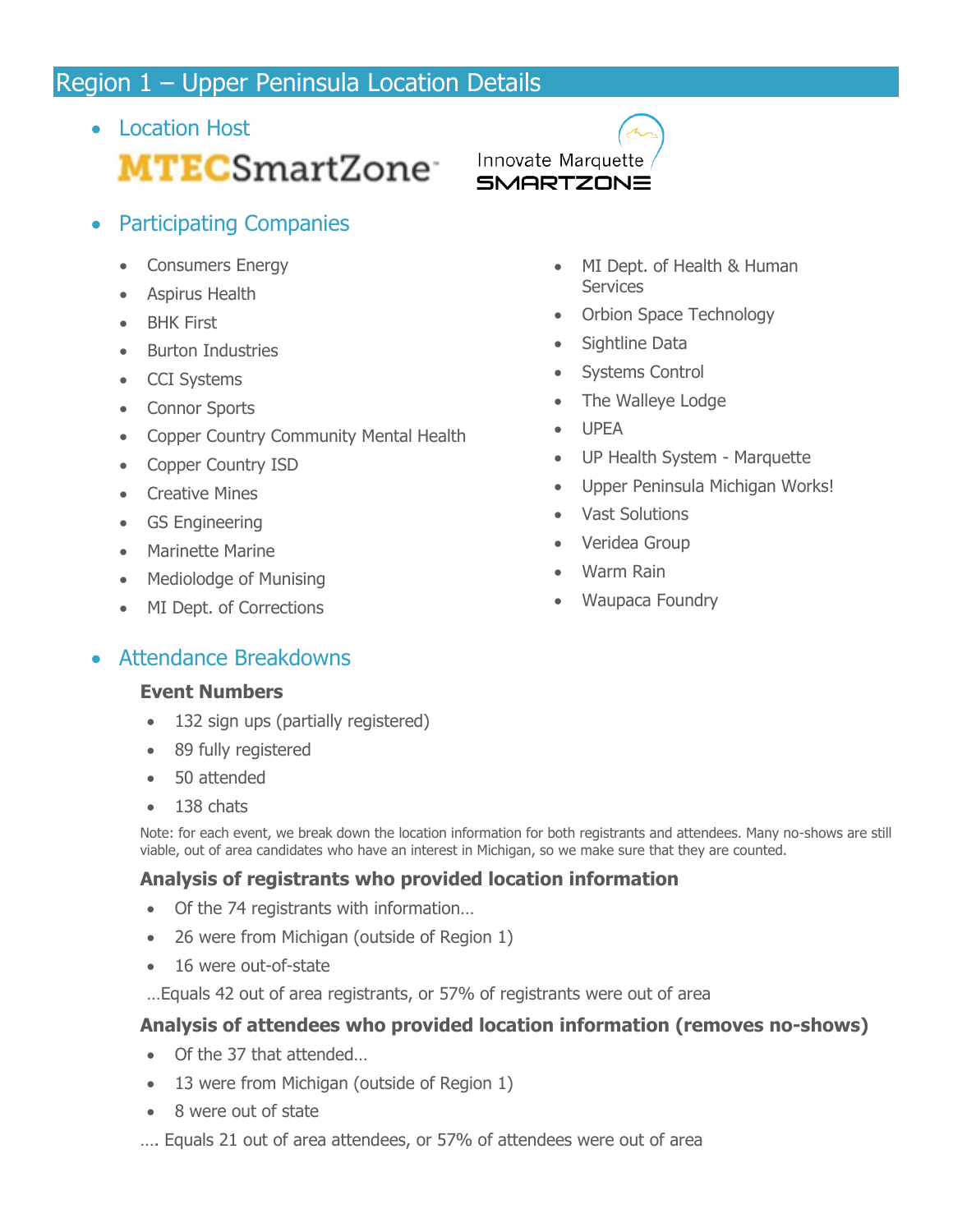# Region 1 – Upper Peninsula Location Details

- Location Host

MTEC SmartZone

Innovate Marquette SMARTZONE

- Participating Companies

  - Consumers Energy
  - Aspirus Health
  - BHK First
  - Burton Industries
  - CCI Systems
  - Connor Sports
  - Copper Country Community Mental Health
  - Copper Country ISD
  - Creative Mines
  - GS Engineering
  - Marinette Marine
  - Mediolodge of Munising
  - MI Dept. of Corrections
  - MI Dept. of Health & Human Services
  - Orbion Space Technology
  - Sightline Data
  - Systems Control
  - The Walleye Lodge
  - UPEA
  - UP Health System - Marquette
  - Upper Peninsula Michigan Works!
  - Vast Solutions
  - Veridea Group
  - Warm Rain
  - Waupaca Foundry

- Attendance Breakdowns

**Event Numbers**

- 132 sign ups (partially registered)
- 89 fully registered
- 50 attended
- 138 chats

Note: for each event, we break down the location information for both registrants and attendees. Many no-shows are still viable, out of area candidates who have an interest in Michigan, so we make sure that they are counted.

**Analysis of registrants who provided location information**

- Of the 74 registrants with information…
- 26 were from Michigan (outside of Region 1)
- 16 were out-of-state

…Equals 42 out of area registrants, or 57% of registrants were out of area

**Analysis of attendees who provided location information (removes no-shows)**

- Of the 37 that attended…
- 13 were from Michigan (outside of Region 1)
- 8 were out of state

…. Equals 21 out of area attendees, or 57% of attendees were out of area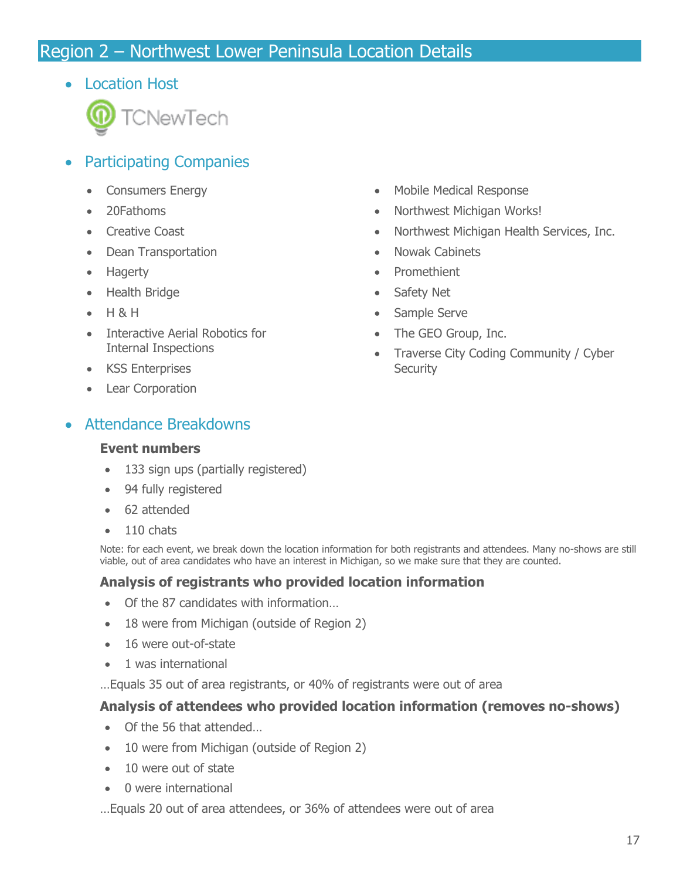# Region 2 – Northwest Lower Peninsula Location Details

- Location Host

TCNewTech

- Participating Companies
    - Consumers Energy
    - 20Fathoms
    - Creative Coast
    - Dean Transportation
    - Hagerty
    - Health Bridge
    - H & H
    - Interactive Aerial Robotics for Internal Inspections
    - KSS Enterprises
    - Lear Corporation
    - Mobile Medical Response
    - Northwest Michigan Works!
    - Northwest Michigan Health Services, Inc.
    - Nowak Cabinets
    - Promethient
    - Safety Net
    - Sample Serve
    - The GEO Group, Inc.
    - Traverse City Coding Community / Cyber Security

- Attendance Breakdowns

**Event numbers**

- 133 sign ups (partially registered)
- 94 fully registered
- 62 attended
- 110 chats

Note: for each event, we break down the location information for both registrants and attendees. Many no-shows are still viable, out of area candidates who have an interest in Michigan, so we make sure that they are counted.

**Analysis of registrants who provided location information**

- Of the 87 candidates with information…
- 18 were from Michigan (outside of Region 2)
- 16 were out-of-state
- 1 was international

…Equals 35 out of area registrants, or 40% of registrants were out of area

**Analysis of attendees who provided location information (removes no-shows)**

- Of the 56 that attended…
- 10 were from Michigan (outside of Region 2)
- 10 were out of state
- 0 were international

…Equals 20 out of area attendees, or 36% of attendees were out of area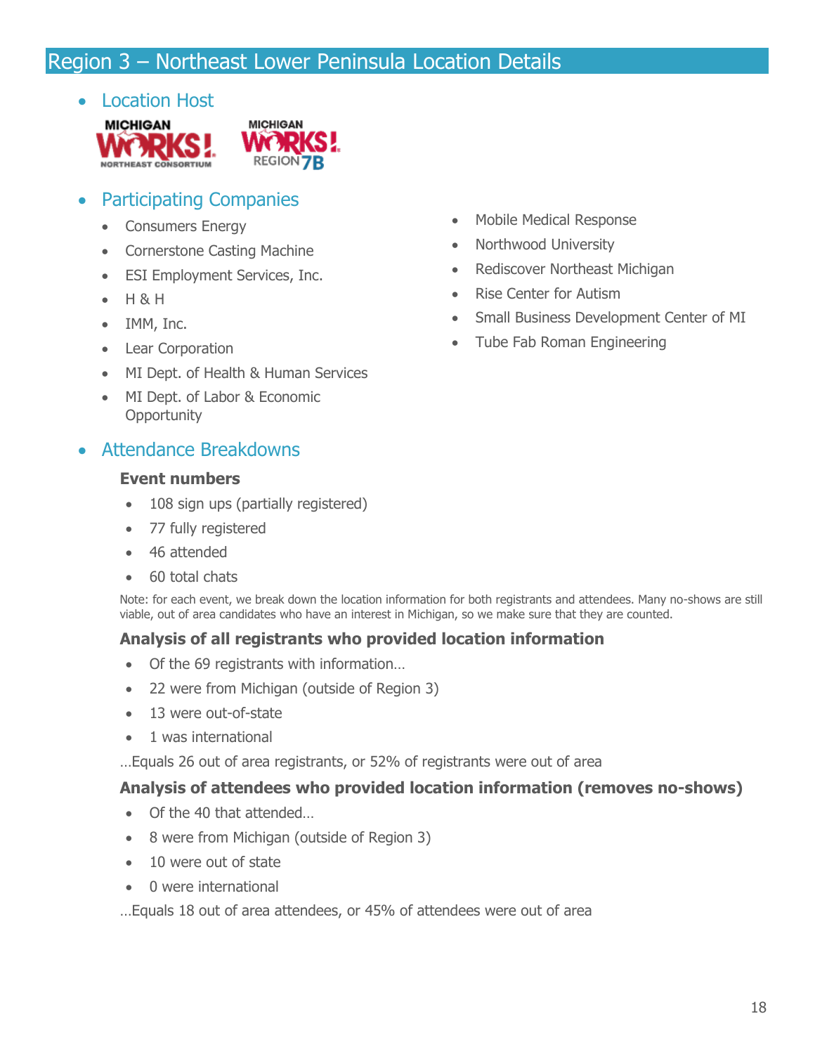## Region 3 – Northeast Lower Peninsula Location Details

- **Location Host**

MICHIGAN WORKS! NORTHEAST CONSORTIUM

MICHIGAN WORKS! REGION 7B

- **Participating Companies**
    - Consumers Energy
    - Cornerstone Casting Machine
    - ESI Employment Services, Inc.
    - H & H
    - IMM, Inc.
    - Lear Corporation
    - MI Dept. of Health & Human Services
    - MI Dept. of Labor & Economic Opportunity
    - Mobile Medical Response
    - Northwood University
    - Rediscover Northeast Michigan
    - Rise Center for Autism
    - Small Business Development Center of MI
    - Tube Fab Roman Engineering

- **Attendance Breakdowns**

**Event numbers**

- 108 sign ups (partially registered)
- 77 fully registered
- 46 attended
- 60 total chats

Note: for each event, we break down the location information for both registrants and attendees. Many no-shows are still viable, out of area candidates who have an interest in Michigan, so we make sure that they are counted.

**Analysis of all registrants who provided location information**

- Of the 69 registrants with information…
- 22 were from Michigan (outside of Region 3)
- 13 were out-of-state
- 1 was international

…Equals 26 out of area registrants, or 52% of registrants were out of area

**Analysis of attendees who provided location information (removes no-shows)**

- Of the 40 that attended…
- 8 were from Michigan (outside of Region 3)
- 10 were out of state
- 0 were international

…Equals 18 out of area attendees, or 45% of attendees were out of area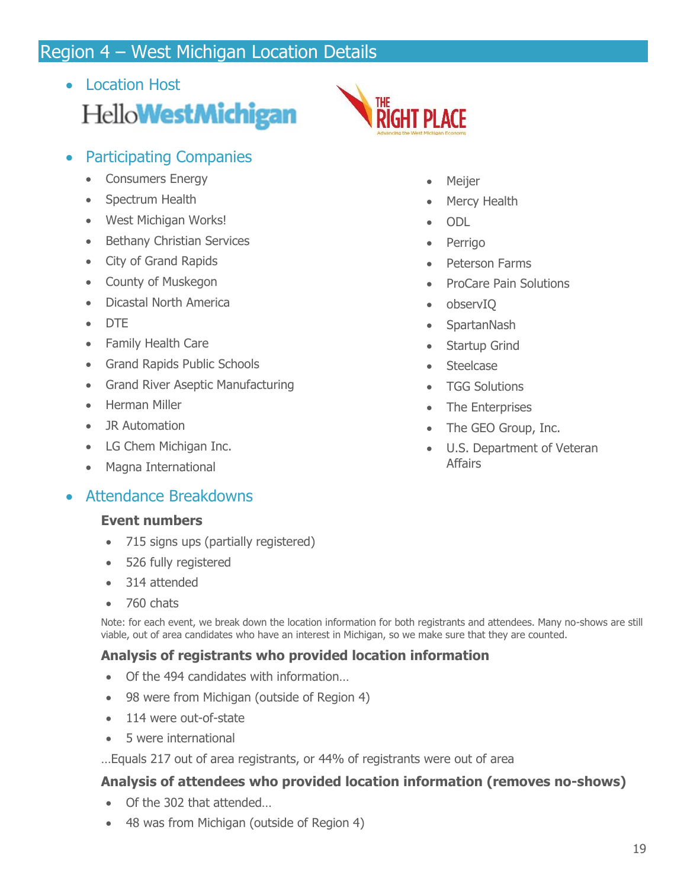# Region 4 – West Michigan Location Details

- Location Host

HelloWestMichigan

THE RIGHT PLACE
Advancing the West Michigan Economy

- Participating Companies
  - Consumers Energy
  - Spectrum Health
  - West Michigan Works!
  - Bethany Christian Services
  - City of Grand Rapids
  - County of Muskegon
  - Dicastal North America
  - DTE
  - Family Health Care
  - Grand Rapids Public Schools
  - Grand River Aseptic Manufacturing
  - Herman Miller
  - JR Automation
  - LG Chem Michigan Inc.
  - Magna International
  - Meijer
  - Mercy Health
  - ODL
  - Perrigo
  - Peterson Farms
  - ProCare Pain Solutions
  - observIQ
  - SpartanNash
  - Startup Grind
  - Steelcase
  - TGG Solutions
  - The Enterprises
  - The GEO Group, Inc.
  - U.S. Department of Veteran Affairs

- Attendance Breakdowns

**Event numbers**

- 715 signs ups (partially registered)
- 526 fully registered
- 314 attended
- 760 chats

Note: for each event, we break down the location information for both registrants and attendees. Many no-shows are still viable, out of area candidates who have an interest in Michigan, so we make sure that they are counted.

**Analysis of registrants who provided location information**

- Of the 494 candidates with information…
- 98 were from Michigan (outside of Region 4)
- 114 were out-of-state
- 5 were international

…Equals 217 out of area registrants, or 44% of registrants were out of area

**Analysis of attendees who provided location information (removes no-shows)**

- Of the 302 that attended…
- 48 was from Michigan (outside of Region 4)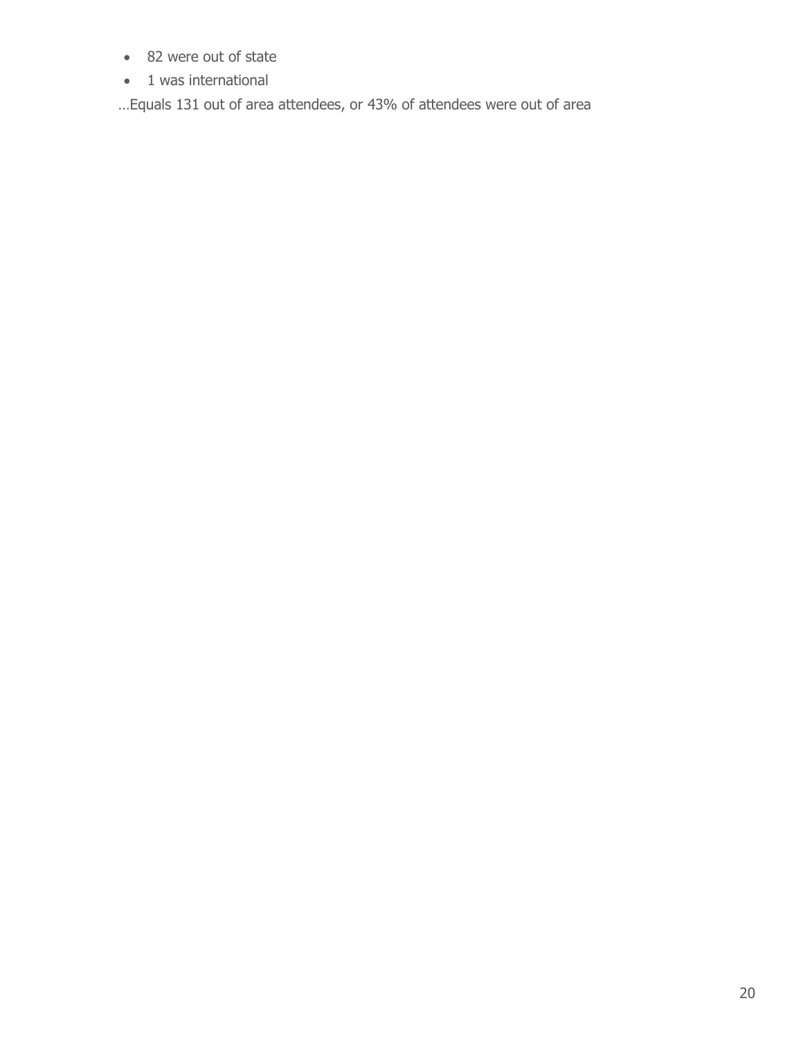- 82 were out of state
- 1 was international

…Equals 131 out of area attendees, or 43% of attendees were out of area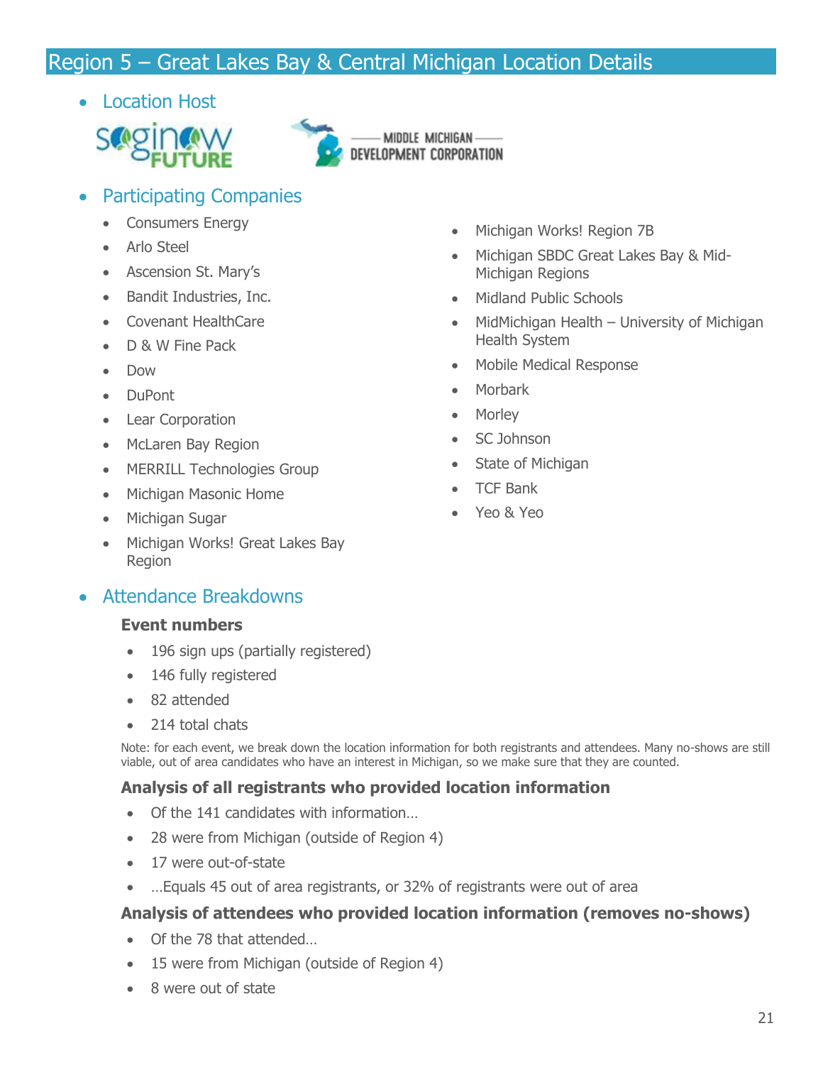## Region 5 – Great Lakes Bay & Central Michigan Location Details

- Location Host
- Participating Companies
  - Consumers Energy
  - Arlo Steel
  - Ascension St. Mary's
  - Bandit Industries, Inc.
  - Covenant HealthCare
  - D & W Fine Pack
  - Dow
  - DuPont
  - Lear Corporation
  - McLaren Bay Region
  - MERRILL Technologies Group
  - Michigan Masonic Home
  - Michigan Sugar
  - Michigan Works! Great Lakes Bay Region
  - Michigan Works! Region 7B
  - Michigan SBDC Great Lakes Bay & Mid-Michigan Regions
  - Midland Public Schools
  - MidMichigan Health – University of Michigan Health System
  - Mobile Medical Response
  - Morbark
  - Morley
  - SC Johnson
  - State of Michigan
  - TCF Bank
  - Yeo & Yeo
- Attendance Breakdowns

**Event numbers**

- 196 sign ups (partially registered)
- 146 fully registered
- 82 attended
- 214 total chats

Note: for each event, we break down the location information for both registrants and attendees. Many no-shows are still viable, out of area candidates who have an interest in Michigan, so we make sure that they are counted.

**Analysis of all registrants who provided location information**

- Of the 141 candidates with information…
- 28 were from Michigan (outside of Region 4)
- 17 were out-of-state
- …Equals 45 out of area registrants, or 32% of registrants were out of area

**Analysis of attendees who provided location information (removes no-shows)**

- Of the 78 that attended…
- 15 were from Michigan (outside of Region 4)
- 8 were out of state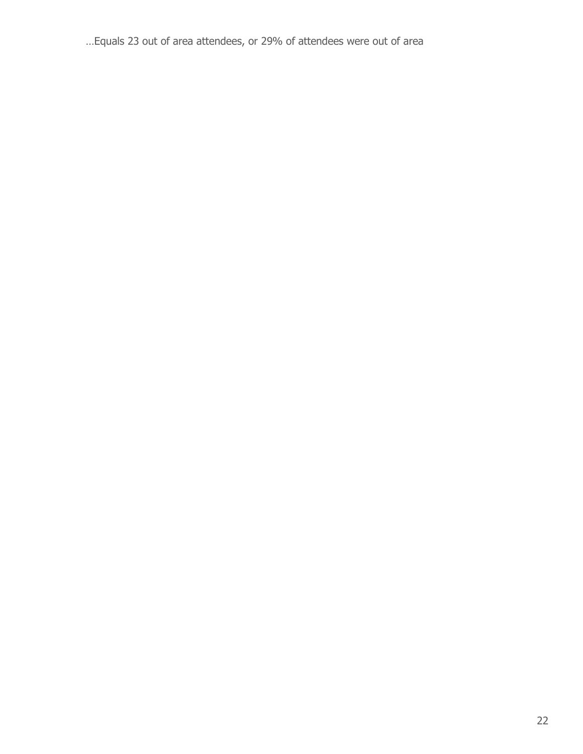…Equals 23 out of area attendees, or 29% of attendees were out of area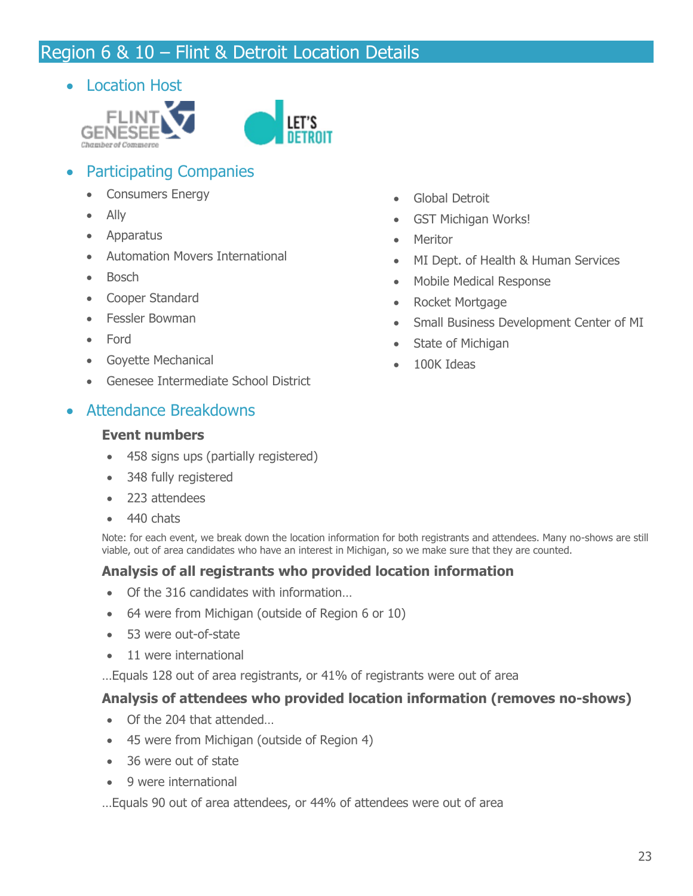# Region 6 & 10 – Flint & Detroit Location Details

- Location Host

- Participating Companies
  - Consumers Energy
  - Ally
  - Apparatus
  - Automation Movers International
  - Bosch
  - Cooper Standard
  - Fessler Bowman
  - Ford
  - Goyette Mechanical
  - Genesee Intermediate School District
  - Global Detroit
  - GST Michigan Works!
  - Meritor
  - MI Dept. of Health & Human Services
  - Mobile Medical Response
  - Rocket Mortgage
  - Small Business Development Center of MI
  - State of Michigan
  - 100K Ideas

- Attendance Breakdowns

**Event numbers**

- 458 signs ups (partially registered)
- 348 fully registered
- 223 attendees
- 440 chats

Note: for each event, we break down the location information for both registrants and attendees. Many no-shows are still viable, out of area candidates who have an interest in Michigan, so we make sure that they are counted.

**Analysis of all registrants who provided location information**

- Of the 316 candidates with information…
- 64 were from Michigan (outside of Region 6 or 10)
- 53 were out-of-state
- 11 were international

…Equals 128 out of area registrants, or 41% of registrants were out of area

**Analysis of attendees who provided location information (removes no-shows)**

- Of the 204 that attended…
- 45 were from Michigan (outside of Region 4)
- 36 were out of state
- 9 were international

…Equals 90 out of area attendees, or 44% of attendees were out of area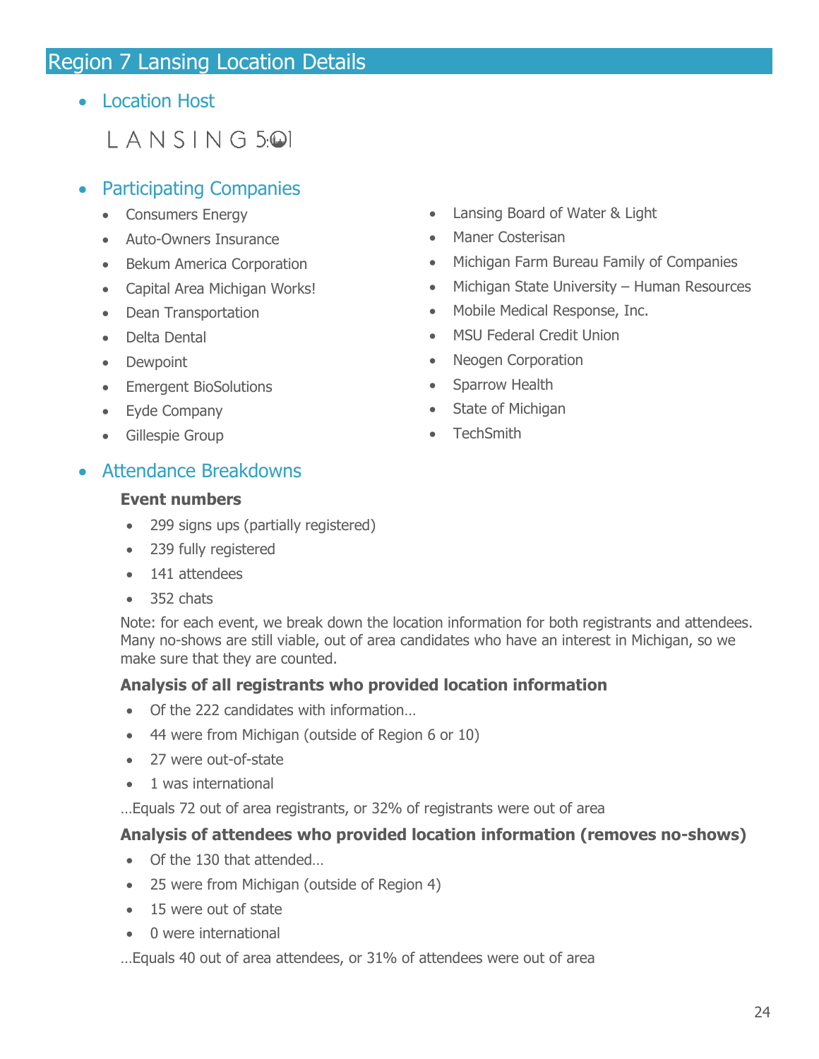## Region 7 Lansing Location Details

- ### Location Host

LANSING 5:01

- ### Participating Companies

  - Consumers Energy
  - Auto-Owners Insurance
  - Bekum America Corporation
  - Capital Area Michigan Works!
  - Dean Transportation
  - Delta Dental
  - Dewpoint
  - Emergent BioSolutions
  - Eyde Company
  - Gillespie Group
  - Lansing Board of Water & Light
  - Maner Costerisan
  - Michigan Farm Bureau Family of Companies
  - Michigan State University – Human Resources
  - Mobile Medical Response, Inc.
  - MSU Federal Credit Union
  - Neogen Corporation
  - Sparrow Health
  - State of Michigan
  - TechSmith

- ### Attendance Breakdowns

**Event numbers**

- 299 signs ups (partially registered)
- 239 fully registered
- 141 attendees
- 352 chats

Note: for each event, we break down the location information for both registrants and attendees. Many no-shows are still viable, out of area candidates who have an interest in Michigan, so we make sure that they are counted.

**Analysis of all registrants who provided location information**

- Of the 222 candidates with information…
- 44 were from Michigan (outside of Region 6 or 10)
- 27 were out-of-state
- 1 was international

…Equals 72 out of area registrants, or 32% of registrants were out of area

**Analysis of attendees who provided location information (removes no-shows)**

- Of the 130 that attended…
- 25 were from Michigan (outside of Region 4)
- 15 were out of state
- 0 were international

…Equals 40 out of area attendees, or 31% of attendees were out of area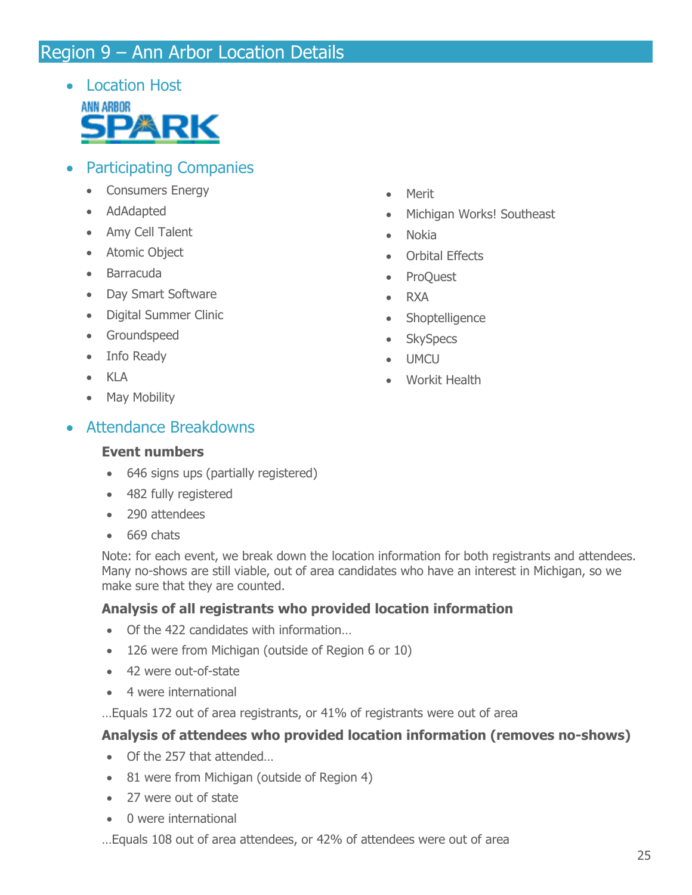# Region 9 – Ann Arbor Location Details

- Location Host

ANN ARBOR SPARK

- Participating Companies
  - Consumers Energy
  - AdAdapted
  - Amy Cell Talent
  - Atomic Object
  - Barracuda
  - Day Smart Software
  - Digital Summer Clinic
  - Groundspeed
  - Info Ready
  - KLA
  - May Mobility
  - Merit
  - Michigan Works! Southeast
  - Nokia
  - Orbital Effects
  - ProQuest
  - RXA
  - Shoptelligence
  - SkySpecs
  - UMCU
  - Workit Health

- Attendance Breakdowns

**Event numbers**

- 646 signs ups (partially registered)
- 482 fully registered
- 290 attendees
- 669 chats

Note: for each event, we break down the location information for both registrants and attendees. Many no-shows are still viable, out of area candidates who have an interest in Michigan, so we make sure that they are counted.

**Analysis of all registrants who provided location information**

- Of the 422 candidates with information…
- 126 were from Michigan (outside of Region 6 or 10)
- 42 were out-of-state
- 4 were international

…Equals 172 out of area registrants, or 41% of registrants were out of area

**Analysis of attendees who provided location information (removes no-shows)**

- Of the 257 that attended…
- 81 were from Michigan (outside of Region 4)
- 27 were out of state
- 0 were international

…Equals 108 out of area attendees, or 42% of attendees were out of area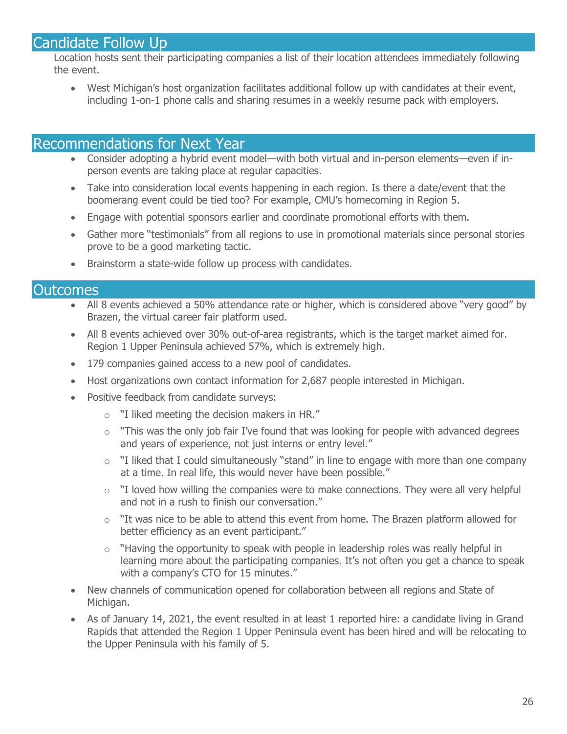## Candidate Follow Up

Location hosts sent their participating companies a list of their location attendees immediately following the event.

- West Michigan's host organization facilitates additional follow up with candidates at their event, including 1-on-1 phone calls and sharing resumes in a weekly resume pack with employers.

## Recommendations for Next Year

- Consider adopting a hybrid event model—with both virtual and in-person elements—even if in-person events are taking place at regular capacities.
- Take into consideration local events happening in each region. Is there a date/event that the boomerang event could be tied too? For example, CMU's homecoming in Region 5.
- Engage with potential sponsors earlier and coordinate promotional efforts with them.
- Gather more "testimonials" from all regions to use in promotional materials since personal stories prove to be a good marketing tactic.
- Brainstorm a state-wide follow up process with candidates.

## Outcomes

- All 8 events achieved a 50% attendance rate or higher, which is considered above "very good" by Brazen, the virtual career fair platform used.
- All 8 events achieved over 30% out-of-area registrants, which is the target market aimed for. Region 1 Upper Peninsula achieved 57%, which is extremely high.
- 179 companies gained access to a new pool of candidates.
- Host organizations own contact information for 2,687 people interested in Michigan.
- Positive feedback from candidate surveys:
  - "I liked meeting the decision makers in HR."
  - "This was the only job fair I've found that was looking for people with advanced degrees and years of experience, not just interns or entry level."
  - "I liked that I could simultaneously "stand" in line to engage with more than one company at a time. In real life, this would never have been possible."
  - "I loved how willing the companies were to make connections. They were all very helpful and not in a rush to finish our conversation."
  - "It was nice to be able to attend this event from home. The Brazen platform allowed for better efficiency as an event participant."
  - "Having the opportunity to speak with people in leadership roles was really helpful in learning more about the participating companies. It's not often you get a chance to speak with a company's CTO for 15 minutes."
- New channels of communication opened for collaboration between all regions and State of Michigan.
- As of January 14, 2021, the event resulted in at least 1 reported hire: a candidate living in Grand Rapids that attended the Region 1 Upper Peninsula event has been hired and will be relocating to the Upper Peninsula with his family of 5.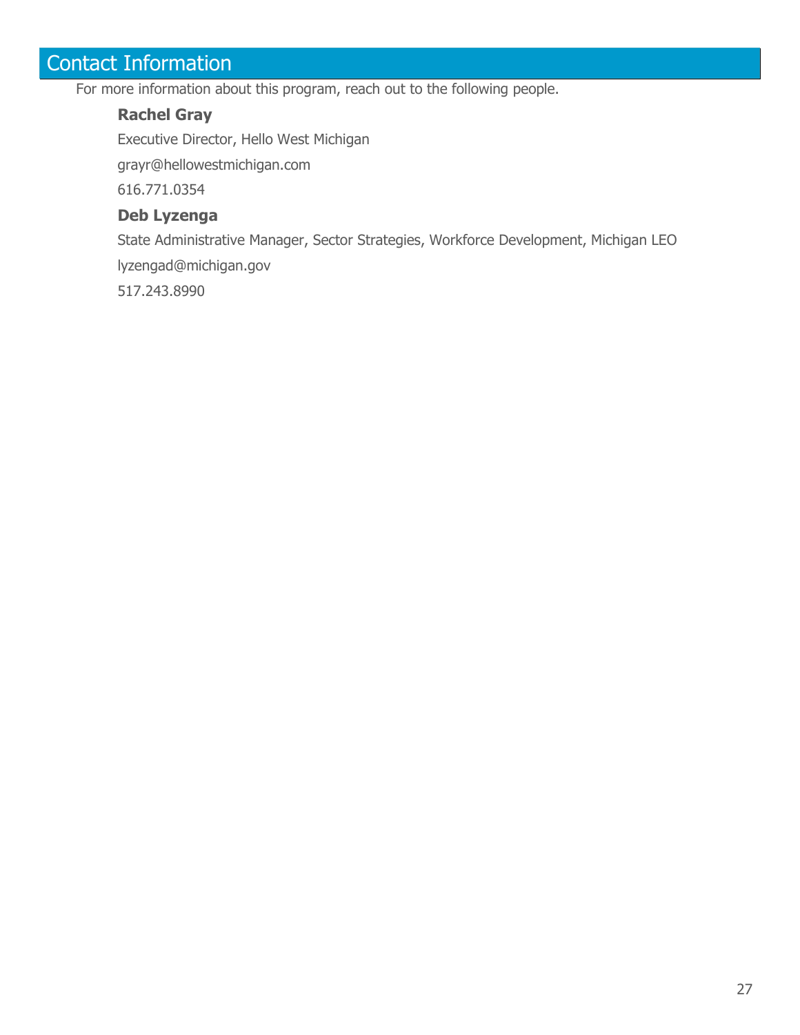## Contact Information

For more information about this program, reach out to the following people.

**Rachel Gray**

Executive Director, Hello West Michigan

grayr@hellowestmichigan.com

616.771.0354

**Deb Lyzenga**

State Administrative Manager, Sector Strategies, Workforce Development, Michigan LEO

lyzengad@michigan.gov

517.243.8990